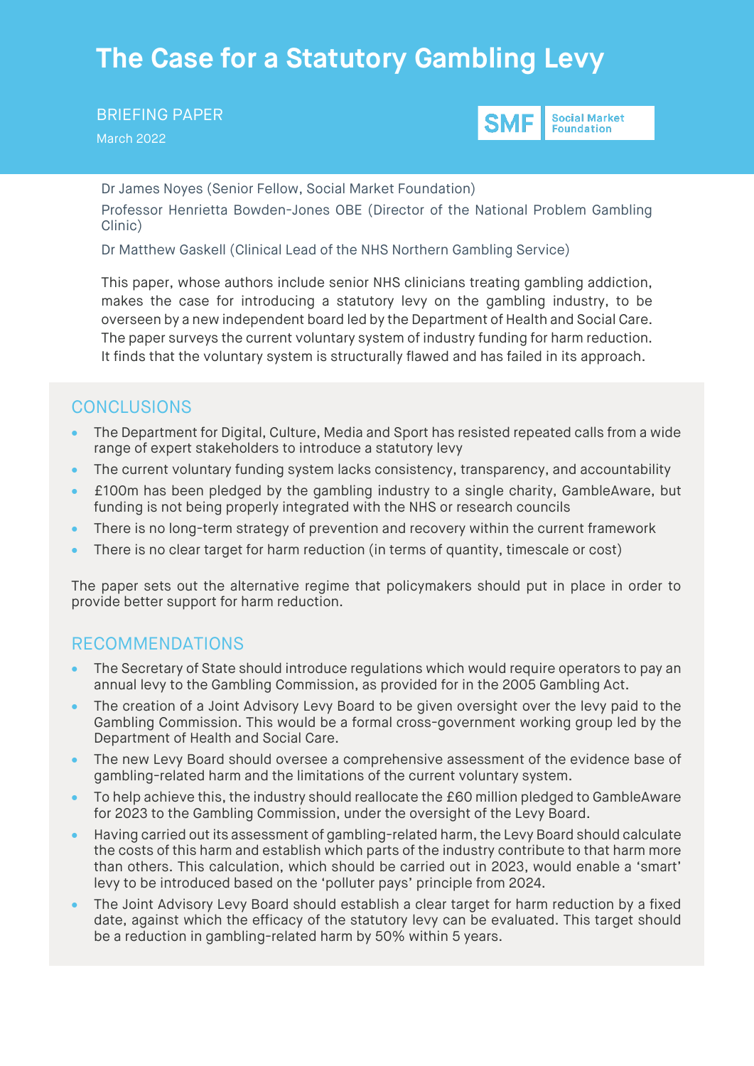# The Case for a Statutory Gambling Levy

BRIEFING PAPER

March 2022

SMF Social Market Foundation

Dr James Noyes (Senior Fellow, Social Market Foundation)

Professor Henrietta Bowden-Jones OBE (Director of the National Problem Gambling Clinic)

Dr Matthew Gaskell (Clinical Lead of the NHS Northern Gambling Service)

This paper, whose authors include senior NHS clinicians treating gambling addiction, makes the case for introducing a statutory levy on the gambling industry, to be overseen by a new independent board led by the Department of Health and Social Care. The paper surveys the current voluntary system of industry funding for harm reduction. It finds that the voluntary system is structurally flawed and has failed in its approach.

## CONCLUSIONS

- The Department for Digital, Culture, Media and Sport has resisted repeated calls from a wide range of expert stakeholders to introduce a statutory levy
- The current voluntary funding system lacks consistency, transparency, and accountability
- £100m has been pledged by the gambling industry to a single charity, GambleAware, but funding is not being properly integrated with the NHS or research councils
- There is no long-term strategy of prevention and recovery within the current framework
- There is no clear target for harm reduction (in terms of quantity, timescale or cost)

The paper sets out the alternative regime that policymakers should put in place in order to provide better support for harm reduction.

## RECOMMENDATIONS

- The Secretary of State should introduce regulations which would require operators to pay an annual levy to the Gambling Commission, as provided for in the 2005 Gambling Act.
- The creation of a Joint Advisory Levy Board to be given oversight over the levy paid to the Gambling Commission. This would be a formal cross-government working group led by the Department of Health and Social Care.
- The new Levy Board should oversee a comprehensive assessment of the evidence base of gambling-related harm and the limitations of the current voluntary system.
- To help achieve this, the industry should reallocate the £60 million pledged to GambleAware for 2023 to the Gambling Commission, under the oversight of the Levy Board.
- Having carried out its assessment of gambling-related harm, the Levy Board should calculate the costs of this harm and establish which parts of the industry contribute to that harm more than others. This calculation, which should be carried out in 2023, would enable a 'smart' levy to be introduced based on the 'polluter pays' principle from 2024.
- The Joint Advisory Levy Board should establish a clear target for harm reduction by a fixed date, against which the efficacy of the statutory levy can be evaluated. This target should be a reduction in gambling-related harm by 50% within 5 years.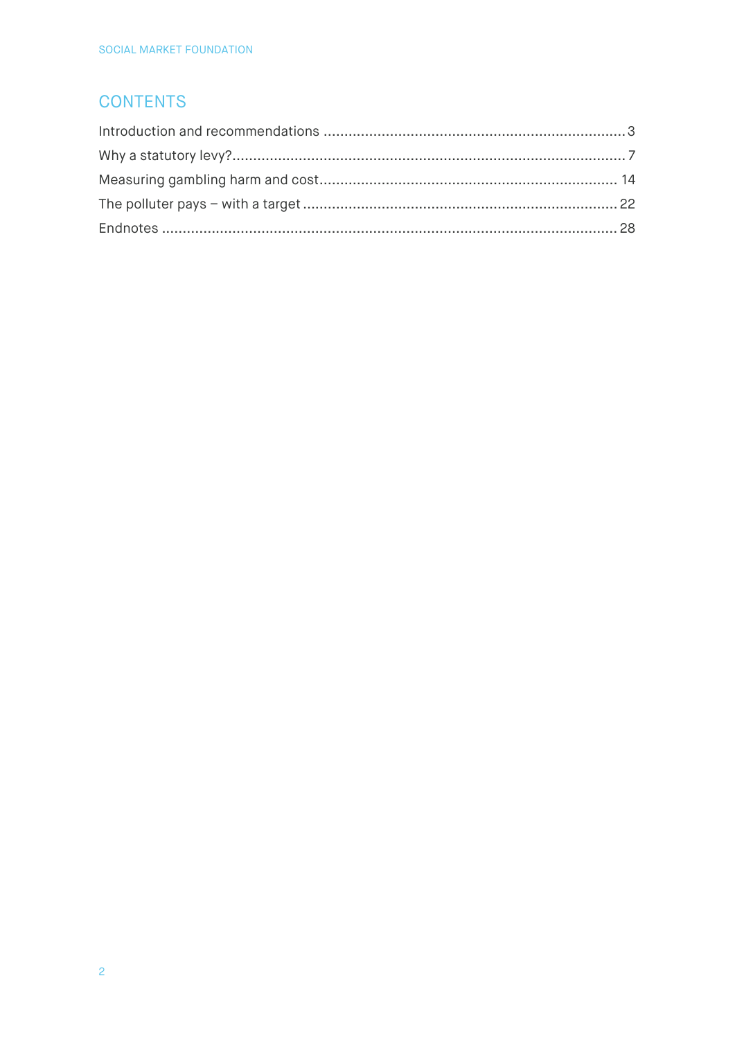## CONTENTS

Introduction and recommendations ........................................................................ 3

Why a statutory levy? ............................................................................................ 7

Measuring gambling harm and cost ..................................................................... 14

The polluter pays – with a target ......................................................................... 22

Endnotes .............................................................................................................. 28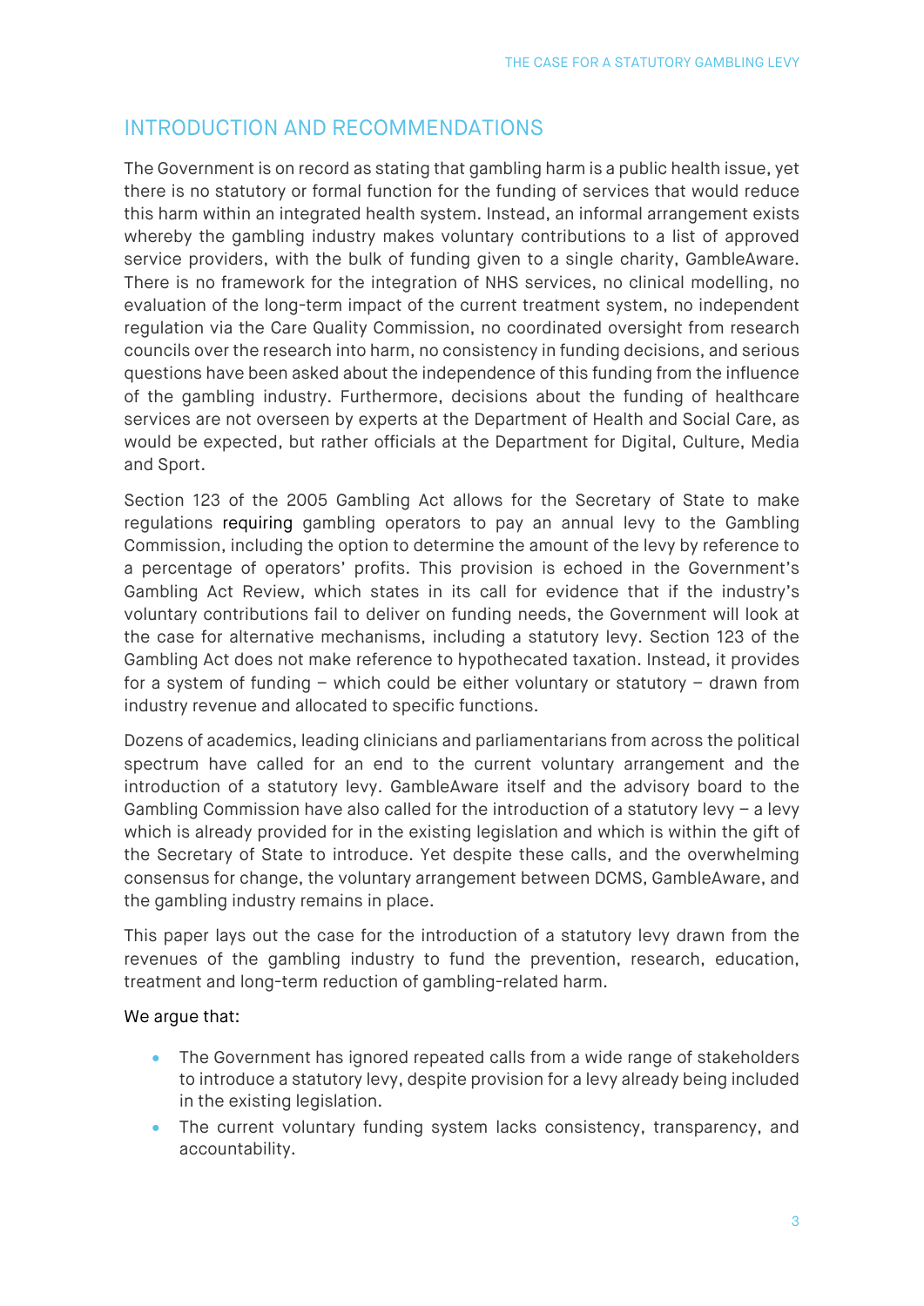## INTRODUCTION AND RECOMMENDATIONS

The Government is on record as stating that gambling harm is a public health issue, yet there is no statutory or formal function for the funding of services that would reduce this harm within an integrated health system. Instead, an informal arrangement exists whereby the gambling industry makes voluntary contributions to a list of approved service providers, with the bulk of funding given to a single charity, GambleAware. There is no framework for the integration of NHS services, no clinical modelling, no evaluation of the long-term impact of the current treatment system, no independent regulation via the Care Quality Commission, no coordinated oversight from research councils over the research into harm, no consistency in funding decisions, and serious questions have been asked about the independence of this funding from the influence of the gambling industry. Furthermore, decisions about the funding of healthcare services are not overseen by experts at the Department of Health and Social Care, as would be expected, but rather officials at the Department for Digital, Culture, Media and Sport.

Section 123 of the 2005 Gambling Act allows for the Secretary of State to make regulations requiring gambling operators to pay an annual levy to the Gambling Commission, including the option to determine the amount of the levy by reference to a percentage of operators' profits. This provision is echoed in the Government's Gambling Act Review, which states in its call for evidence that if the industry's voluntary contributions fail to deliver on funding needs, the Government will look at the case for alternative mechanisms, including a statutory levy. Section 123 of the Gambling Act does not make reference to hypothecated taxation. Instead, it provides for a system of funding – which could be either voluntary or statutory – drawn from industry revenue and allocated to specific functions.

Dozens of academics, leading clinicians and parliamentarians from across the political spectrum have called for an end to the current voluntary arrangement and the introduction of a statutory levy. GambleAware itself and the advisory board to the Gambling Commission have also called for the introduction of a statutory levy – a levy which is already provided for in the existing legislation and which is within the gift of the Secretary of State to introduce. Yet despite these calls, and the overwhelming consensus for change, the voluntary arrangement between DCMS, GambleAware, and the gambling industry remains in place.

This paper lays out the case for the introduction of a statutory levy drawn from the revenues of the gambling industry to fund the prevention, research, education, treatment and long-term reduction of gambling-related harm.

We argue that:

- The Government has ignored repeated calls from a wide range of stakeholders to introduce a statutory levy, despite provision for a levy already being included in the existing legislation.
- The current voluntary funding system lacks consistency, transparency, and accountability.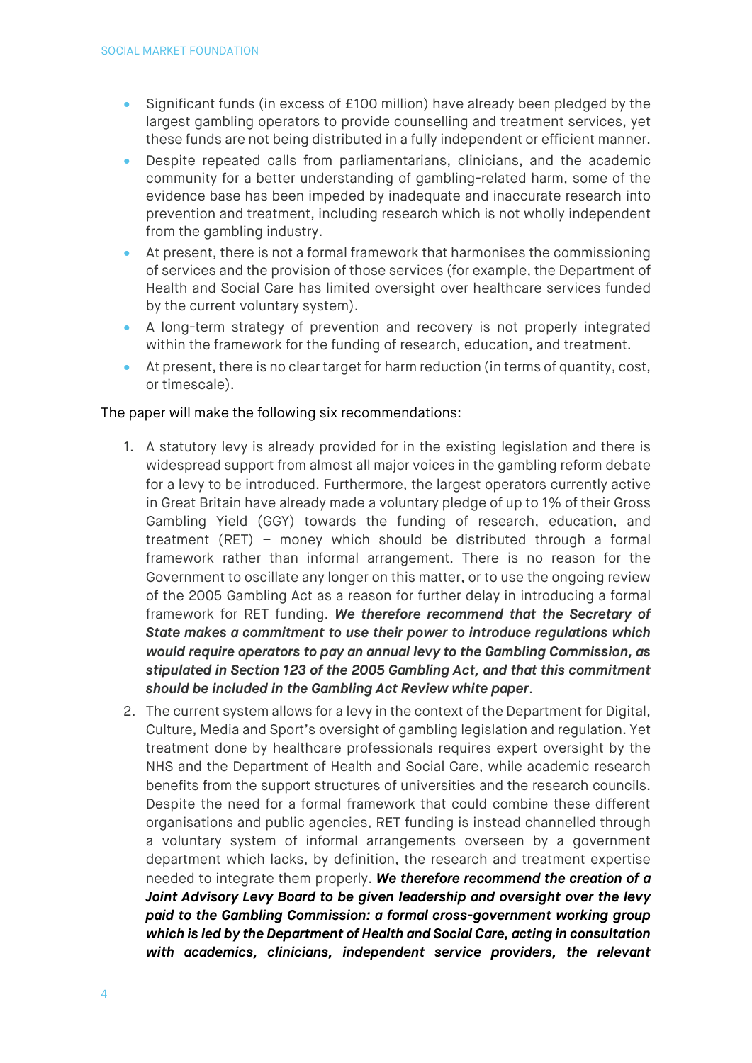- Significant funds (in excess of £100 million) have already been pledged by the largest gambling operators to provide counselling and treatment services, yet these funds are not being distributed in a fully independent or efficient manner.
- Despite repeated calls from parliamentarians, clinicians, and the academic community for a better understanding of gambling-related harm, some of the evidence base has been impeded by inadequate and inaccurate research into prevention and treatment, including research which is not wholly independent from the gambling industry.
- At present, there is not a formal framework that harmonises the commissioning of services and the provision of those services (for example, the Department of Health and Social Care has limited oversight over healthcare services funded by the current voluntary system).
- A long-term strategy of prevention and recovery is not properly integrated within the framework for the funding of research, education, and treatment.
- At present, there is no clear target for harm reduction (in terms of quantity, cost, or timescale).

The paper will make the following six recommendations:

1. A statutory levy is already provided for in the existing legislation and there is widespread support from almost all major voices in the gambling reform debate for a levy to be introduced. Furthermore, the largest operators currently active in Great Britain have already made a voluntary pledge of up to 1% of their Gross Gambling Yield (GGY) towards the funding of research, education, and treatment (RET) – money which should be distributed through a formal framework rather than informal arrangement. There is no reason for the Government to oscillate any longer on this matter, or to use the ongoing review of the 2005 Gambling Act as a reason for further delay in introducing a formal framework for RET funding. ***We therefore recommend that the Secretary of State makes a commitment to use their power to introduce regulations which would require operators to pay an annual levy to the Gambling Commission, as stipulated in Section 123 of the 2005 Gambling Act, and that this commitment should be included in the Gambling Act Review white paper***.
2. The current system allows for a levy in the context of the Department for Digital, Culture, Media and Sport's oversight of gambling legislation and regulation. Yet treatment done by healthcare professionals requires expert oversight by the NHS and the Department of Health and Social Care, while academic research benefits from the support structures of universities and the research councils. Despite the need for a formal framework that could combine these different organisations and public agencies, RET funding is instead channelled through a voluntary system of informal arrangements overseen by a government department which lacks, by definition, the research and treatment expertise needed to integrate them properly. ***We therefore recommend the creation of a Joint Advisory Levy Board to be given leadership and oversight over the levy paid to the Gambling Commission: a formal cross-government working group which is led by the Department of Health and Social Care, acting in consultation with academics, clinicians, independent service providers, the relevant***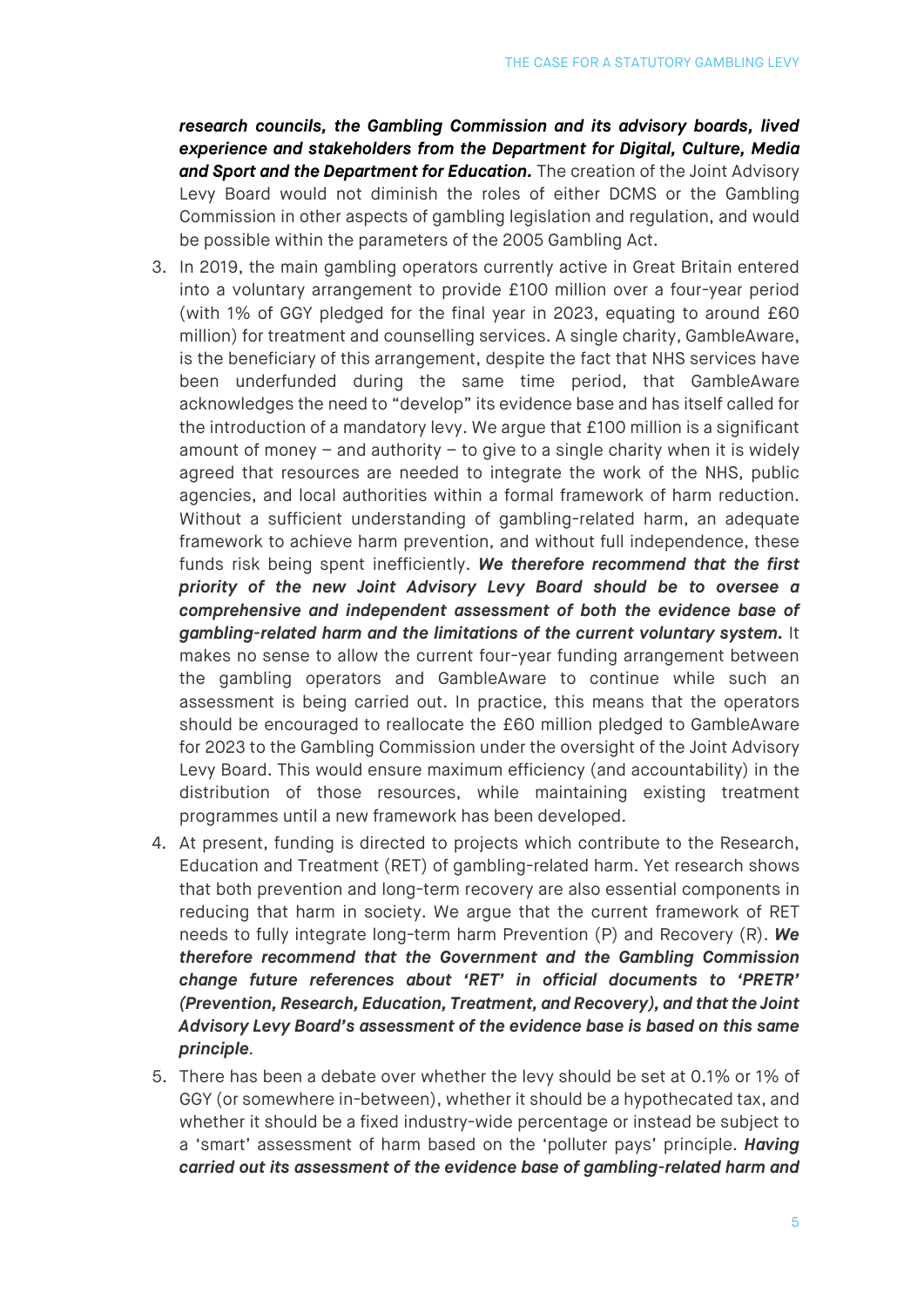***research councils, the Gambling Commission and its advisory boards, lived experience and stakeholders from the Department for Digital, Culture, Media and Sport and the Department for Education.*** The creation of the Joint Advisory Levy Board would not diminish the roles of either DCMS or the Gambling Commission in other aspects of gambling legislation and regulation, and would be possible within the parameters of the 2005 Gambling Act.

3. In 2019, the main gambling operators currently active in Great Britain entered into a voluntary arrangement to provide £100 million over a four-year period (with 1% of GGY pledged for the final year in 2023, equating to around £60 million) for treatment and counselling services. A single charity, GambleAware, is the beneficiary of this arrangement, despite the fact that NHS services have been underfunded during the same time period, that GambleAware acknowledges the need to "develop" its evidence base and has itself called for the introduction of a mandatory levy. We argue that £100 million is a significant amount of money – and authority – to give to a single charity when it is widely agreed that resources are needed to integrate the work of the NHS, public agencies, and local authorities within a formal framework of harm reduction. Without a sufficient understanding of gambling-related harm, an adequate framework to achieve harm prevention, and without full independence, these funds risk being spent inefficiently. ***We therefore recommend that the first priority of the new Joint Advisory Levy Board should be to oversee a comprehensive and independent assessment of both the evidence base of gambling-related harm and the limitations of the current voluntary system.*** It makes no sense to allow the current four-year funding arrangement between the gambling operators and GambleAware to continue while such an assessment is being carried out. In practice, this means that the operators should be encouraged to reallocate the £60 million pledged to GambleAware for 2023 to the Gambling Commission under the oversight of the Joint Advisory Levy Board. This would ensure maximum efficiency (and accountability) in the distribution of those resources, while maintaining existing treatment programmes until a new framework has been developed.
4. At present, funding is directed to projects which contribute to the Research, Education and Treatment (RET) of gambling-related harm. Yet research shows that both prevention and long-term recovery are also essential components in reducing that harm in society. We argue that the current framework of RET needs to fully integrate long-term harm Prevention (P) and Recovery (R). ***We therefore recommend that the Government and the Gambling Commission change future references about 'RET' in official documents to 'PRETR' (Prevention, Research, Education, Treatment, and Recovery), and that the Joint Advisory Levy Board's assessment of the evidence base is based on this same principle.***
5. There has been a debate over whether the levy should be set at 0.1% or 1% of GGY (or somewhere in-between), whether it should be a hypothecated tax, and whether it should be a fixed industry-wide percentage or instead be subject to a 'smart' assessment of harm based on the 'polluter pays' principle. ***Having carried out its assessment of the evidence base of gambling-related harm and***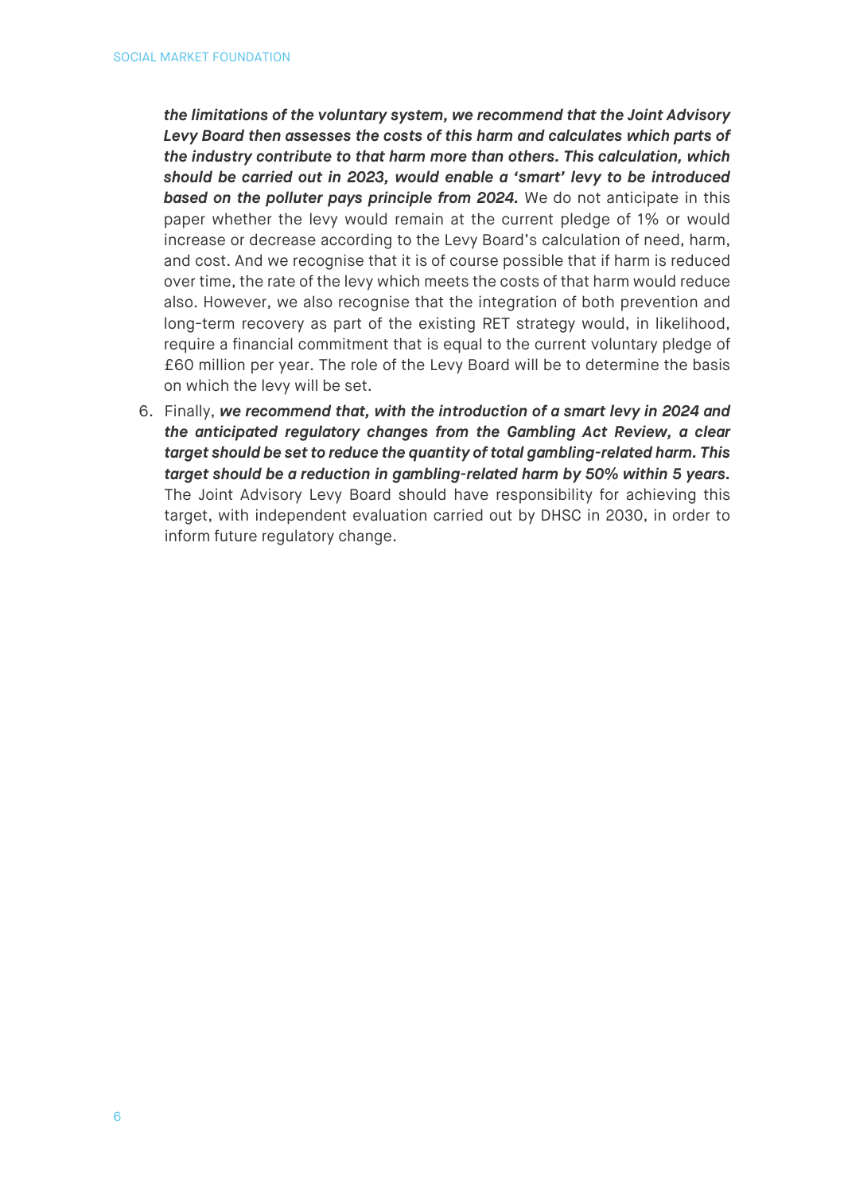***the limitations of the voluntary system, we recommend that the Joint Advisory Levy Board then assesses the costs of this harm and calculates which parts of the industry contribute to that harm more than others. This calculation, which should be carried out in 2023, would enable a 'smart' levy to be introduced based on the polluter pays principle from 2024.*** We do not anticipate in this paper whether the levy would remain at the current pledge of 1% or would increase or decrease according to the Levy Board's calculation of need, harm, and cost. And we recognise that it is of course possible that if harm is reduced over time, the rate of the levy which meets the costs of that harm would reduce also. However, we also recognise that the integration of both prevention and long-term recovery as part of the existing RET strategy would, in likelihood, require a financial commitment that is equal to the current voluntary pledge of £60 million per year. The role of the Levy Board will be to determine the basis on which the levy will be set.

6. Finally, ***we recommend that, with the introduction of a smart levy in 2024 and the anticipated regulatory changes from the Gambling Act Review, a clear target should be set to reduce the quantity of total gambling-related harm. This target should be a reduction in gambling-related harm by 50% within 5 years.*** The Joint Advisory Levy Board should have responsibility for achieving this target, with independent evaluation carried out by DHSC in 2030, in order to inform future regulatory change.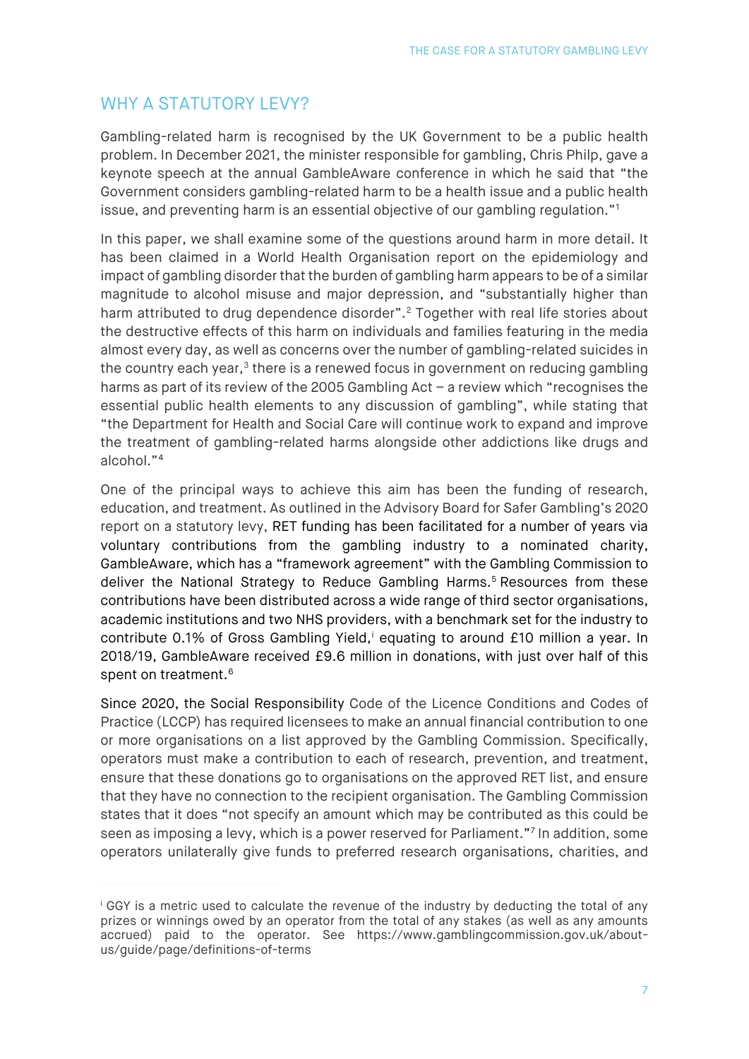## WHY A STATUTORY LEVY?

Gambling-related harm is recognised by the UK Government to be a public health problem. In December 2021, the minister responsible for gambling, Chris Philp, gave a keynote speech at the annual GambleAware conference in which he said that "the Government considers gambling-related harm to be a health issue and a public health issue, and preventing harm is an essential objective of our gambling regulation."[1]

In this paper, we shall examine some of the questions around harm in more detail. It has been claimed in a World Health Organisation report on the epidemiology and impact of gambling disorder that the burden of gambling harm appears to be of a similar magnitude to alcohol misuse and major depression, and "substantially higher than harm attributed to drug dependence disorder".[2] Together with real life stories about the destructive effects of this harm on individuals and families featuring in the media almost every day, as well as concerns over the number of gambling-related suicides in the country each year,[3] there is a renewed focus in government on reducing gambling harms as part of its review of the 2005 Gambling Act – a review which "recognises the essential public health elements to any discussion of gambling", while stating that "the Department for Health and Social Care will continue work to expand and improve the treatment of gambling-related harms alongside other addictions like drugs and alcohol."[4]

One of the principal ways to achieve this aim has been the funding of research, education, and treatment. As outlined in the Advisory Board for Safer Gambling's 2020 report on a statutory levy, RET funding has been facilitated for a number of years via voluntary contributions from the gambling industry to a nominated charity, GambleAware, which has a "framework agreement" with the Gambling Commission to deliver the National Strategy to Reduce Gambling Harms.[5] Resources from these contributions have been distributed across a wide range of third sector organisations, academic institutions and two NHS providers, with a benchmark set for the industry to contribute 0.1% of Gross Gambling Yield,[i] equating to around £10 million a year. In 2018/19, GambleAware received £9.6 million in donations, with just over half of this spent on treatment.[6]

Since 2020, the Social Responsibility Code of the Licence Conditions and Codes of Practice (LCCP) has required licensees to make an annual financial contribution to one or more organisations on a list approved by the Gambling Commission. Specifically, operators must make a contribution to each of research, prevention, and treatment, ensure that these donations go to organisations on the approved RET list, and ensure that they have no connection to the recipient organisation. The Gambling Commission states that it does "not specify an amount which may be contributed as this could be seen as imposing a levy, which is a power reserved for Parliament."[7] In addition, some operators unilaterally give funds to preferred research organisations, charities, and

---

[i] GGY is a metric used to calculate the revenue of the industry by deducting the total of any prizes or winnings owed by an operator from the total of any stakes (as well as any amounts accrued) paid to the operator. See https://www.gamblingcommission.gov.uk/about-us/guide/page/definitions-of-terms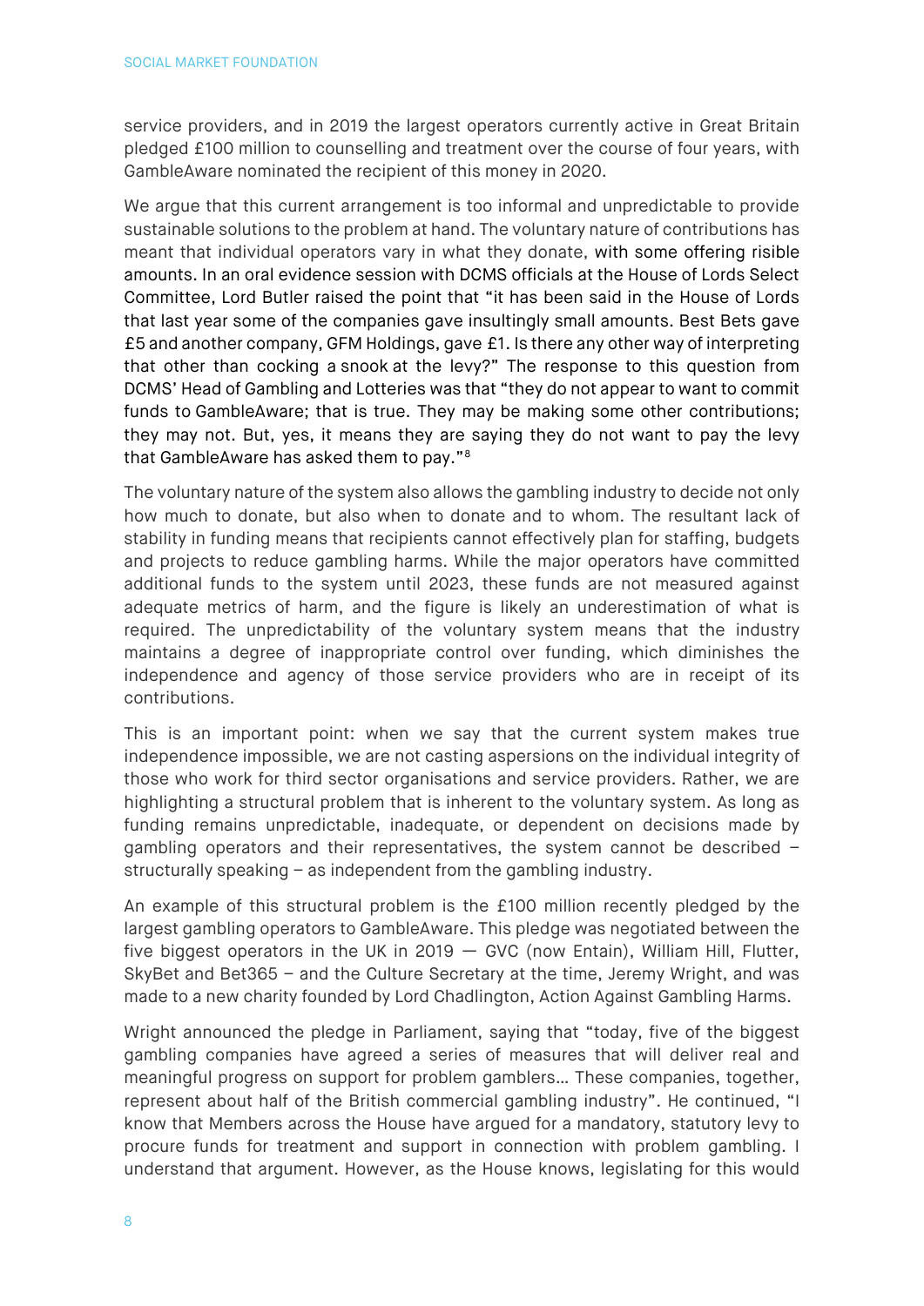service providers, and in 2019 the largest operators currently active in Great Britain pledged £100 million to counselling and treatment over the course of four years, with GambleAware nominated the recipient of this money in 2020.

We argue that this current arrangement is too informal and unpredictable to provide sustainable solutions to the problem at hand. The voluntary nature of contributions has meant that individual operators vary in what they donate, with some offering risible amounts. In an oral evidence session with DCMS officials at the House of Lords Select Committee, Lord Butler raised the point that "it has been said in the House of Lords that last year some of the companies gave insultingly small amounts. Best Bets gave £5 and another company, GFM Holdings, gave £1. Is there any other way of interpreting that other than cocking a snook at the levy?" The response to this question from DCMS' Head of Gambling and Lotteries was that "they do not appear to want to commit funds to GambleAware; that is true. They may be making some other contributions; they may not. But, yes, it means they are saying they do not want to pay the levy that GambleAware has asked them to pay."[8]

The voluntary nature of the system also allows the gambling industry to decide not only how much to donate, but also when to donate and to whom. The resultant lack of stability in funding means that recipients cannot effectively plan for staffing, budgets and projects to reduce gambling harms. While the major operators have committed additional funds to the system until 2023, these funds are not measured against adequate metrics of harm, and the figure is likely an underestimation of what is required. The unpredictability of the voluntary system means that the industry maintains a degree of inappropriate control over funding, which diminishes the independence and agency of those service providers who are in receipt of its contributions.

This is an important point: when we say that the current system makes true independence impossible, we are not casting aspersions on the individual integrity of those who work for third sector organisations and service providers. Rather, we are highlighting a structural problem that is inherent to the voluntary system. As long as funding remains unpredictable, inadequate, or dependent on decisions made by gambling operators and their representatives, the system cannot be described – structurally speaking – as independent from the gambling industry.

An example of this structural problem is the £100 million recently pledged by the largest gambling operators to GambleAware. This pledge was negotiated between the five biggest operators in the UK in 2019 — GVC (now Entain), William Hill, Flutter, SkyBet and Bet365 – and the Culture Secretary at the time, Jeremy Wright, and was made to a new charity founded by Lord Chadlington, Action Against Gambling Harms.

Wright announced the pledge in Parliament, saying that "today, five of the biggest gambling companies have agreed a series of measures that will deliver real and meaningful progress on support for problem gamblers… These companies, together, represent about half of the British commercial gambling industry". He continued, "I know that Members across the House have argued for a mandatory, statutory levy to procure funds for treatment and support in connection with problem gambling. I understand that argument. However, as the House knows, legislating for this would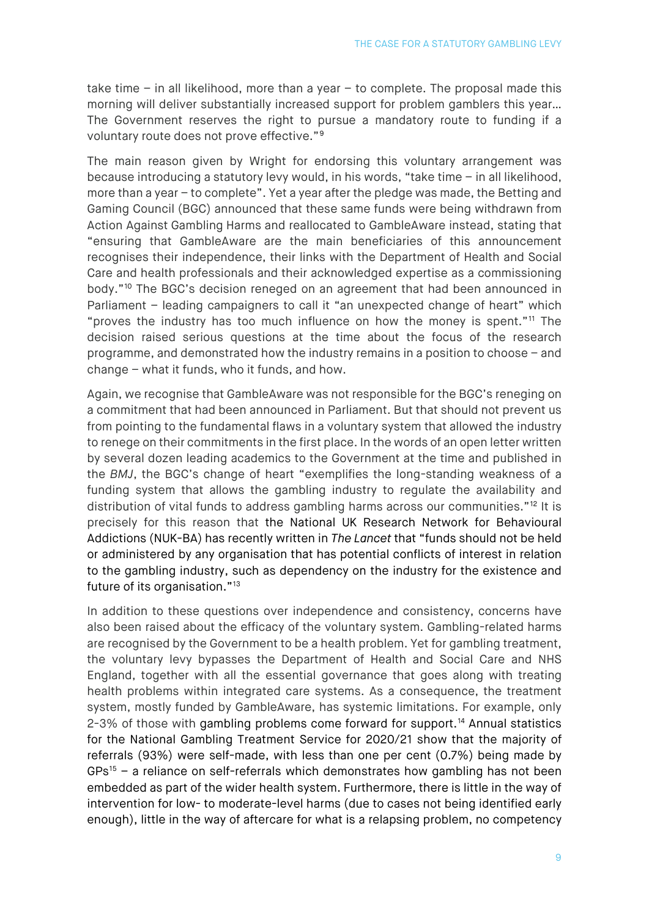take time – in all likelihood, more than a year – to complete. The proposal made this morning will deliver substantially increased support for problem gamblers this year… The Government reserves the right to pursue a mandatory route to funding if a voluntary route does not prove effective."[9]

The main reason given by Wright for endorsing this voluntary arrangement was because introducing a statutory levy would, in his words, "take time – in all likelihood, more than a year – to complete". Yet a year after the pledge was made, the Betting and Gaming Council (BGC) announced that these same funds were being withdrawn from Action Against Gambling Harms and reallocated to GambleAware instead, stating that "ensuring that GambleAware are the main beneficiaries of this announcement recognises their independence, their links with the Department of Health and Social Care and health professionals and their acknowledged expertise as a commissioning body."[10] The BGC's decision reneged on an agreement that had been announced in Parliament – leading campaigners to call it "an unexpected change of heart" which "proves the industry has too much influence on how the money is spent."[11] The decision raised serious questions at the time about the focus of the research programme, and demonstrated how the industry remains in a position to choose – and change – what it funds, who it funds, and how.

Again, we recognise that GambleAware was not responsible for the BGC's reneging on a commitment that had been announced in Parliament. But that should not prevent us from pointing to the fundamental flaws in a voluntary system that allowed the industry to renege on their commitments in the first place. In the words of an open letter written by several dozen leading academics to the Government at the time and published in the *BMJ*, the BGC's change of heart "exemplifies the long-standing weakness of a funding system that allows the gambling industry to regulate the availability and distribution of vital funds to address gambling harms across our communities."[12] It is precisely for this reason that the National UK Research Network for Behavioural Addictions (NUK-BA) has recently written in *The Lancet* that "funds should not be held or administered by any organisation that has potential conflicts of interest in relation to the gambling industry, such as dependency on the industry for the existence and future of its organisation."[13]

In addition to these questions over independence and consistency, concerns have also been raised about the efficacy of the voluntary system. Gambling-related harms are recognised by the Government to be a health problem. Yet for gambling treatment, the voluntary levy bypasses the Department of Health and Social Care and NHS England, together with all the essential governance that goes along with treating health problems within integrated care systems. As a consequence, the treatment system, mostly funded by GambleAware, has systemic limitations. For example, only 2-3% of those with gambling problems come forward for support.[14] Annual statistics for the National Gambling Treatment Service for 2020/21 show that the majority of referrals (93%) were self-made, with less than one per cent (0.7%) being made by GPs[15] – a reliance on self-referrals which demonstrates how gambling has not been embedded as part of the wider health system. Furthermore, there is little in the way of intervention for low- to moderate-level harms (due to cases not being identified early enough), little in the way of aftercare for what is a relapsing problem, no competency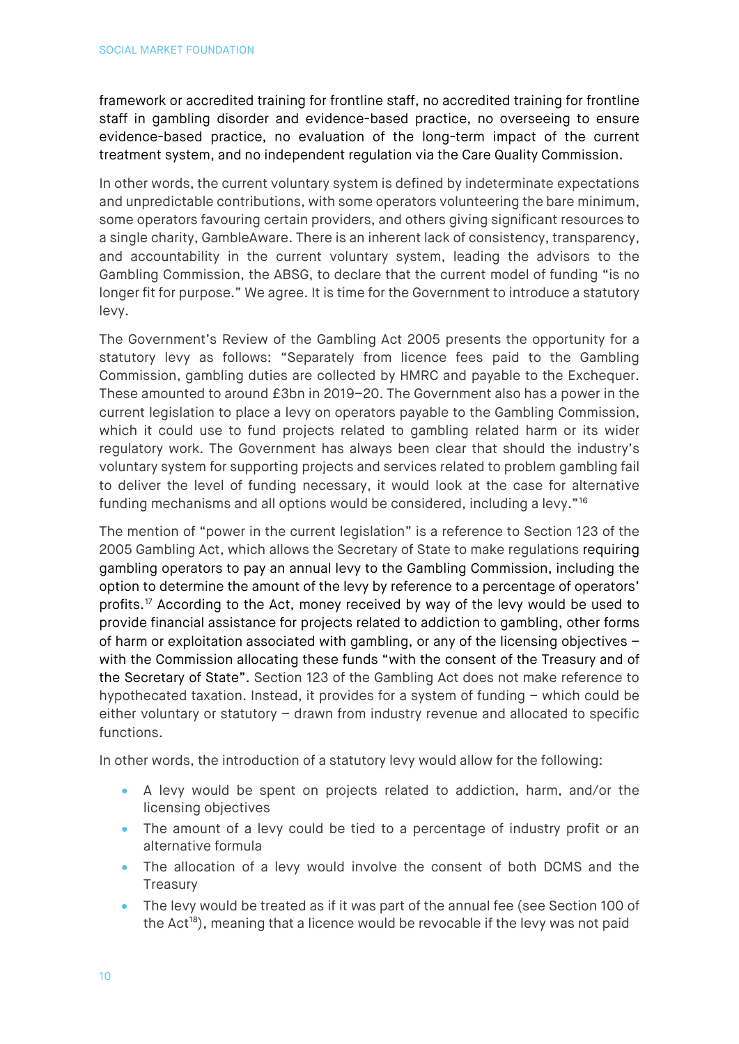framework or accredited training for frontline staff, no accredited training for frontline staff in gambling disorder and evidence-based practice, no overseeing to ensure evidence-based practice, no evaluation of the long-term impact of the current treatment system, and no independent regulation via the Care Quality Commission.

In other words, the current voluntary system is defined by indeterminate expectations and unpredictable contributions, with some operators volunteering the bare minimum, some operators favouring certain providers, and others giving significant resources to a single charity, GambleAware. There is an inherent lack of consistency, transparency, and accountability in the current voluntary system, leading the advisors to the Gambling Commission, the ABSG, to declare that the current model of funding "is no longer fit for purpose." We agree. It is time for the Government to introduce a statutory levy.

The Government's Review of the Gambling Act 2005 presents the opportunity for a statutory levy as follows: "Separately from licence fees paid to the Gambling Commission, gambling duties are collected by HMRC and payable to the Exchequer. These amounted to around £3bn in 2019–20. The Government also has a power in the current legislation to place a levy on operators payable to the Gambling Commission, which it could use to fund projects related to gambling related harm or its wider regulatory work. The Government has always been clear that should the industry's voluntary system for supporting projects and services related to problem gambling fail to deliver the level of funding necessary, it would look at the case for alternative funding mechanisms and all options would be considered, including a levy."[16]

The mention of "power in the current legislation" is a reference to Section 123 of the 2005 Gambling Act, which allows the Secretary of State to make regulations requiring gambling operators to pay an annual levy to the Gambling Commission, including the option to determine the amount of the levy by reference to a percentage of operators' profits.[17] According to the Act, money received by way of the levy would be used to provide financial assistance for projects related to addiction to gambling, other forms of harm or exploitation associated with gambling, or any of the licensing objectives – with the Commission allocating these funds "with the consent of the Treasury and of the Secretary of State". Section 123 of the Gambling Act does not make reference to hypothecated taxation. Instead, it provides for a system of funding – which could be either voluntary or statutory – drawn from industry revenue and allocated to specific functions.

In other words, the introduction of a statutory levy would allow for the following:

- A levy would be spent on projects related to addiction, harm, and/or the licensing objectives
- The amount of a levy could be tied to a percentage of industry profit or an alternative formula
- The allocation of a levy would involve the consent of both DCMS and the Treasury
- The levy would be treated as if it was part of the annual fee (see Section 100 of the Act[18]), meaning that a licence would be revocable if the levy was not paid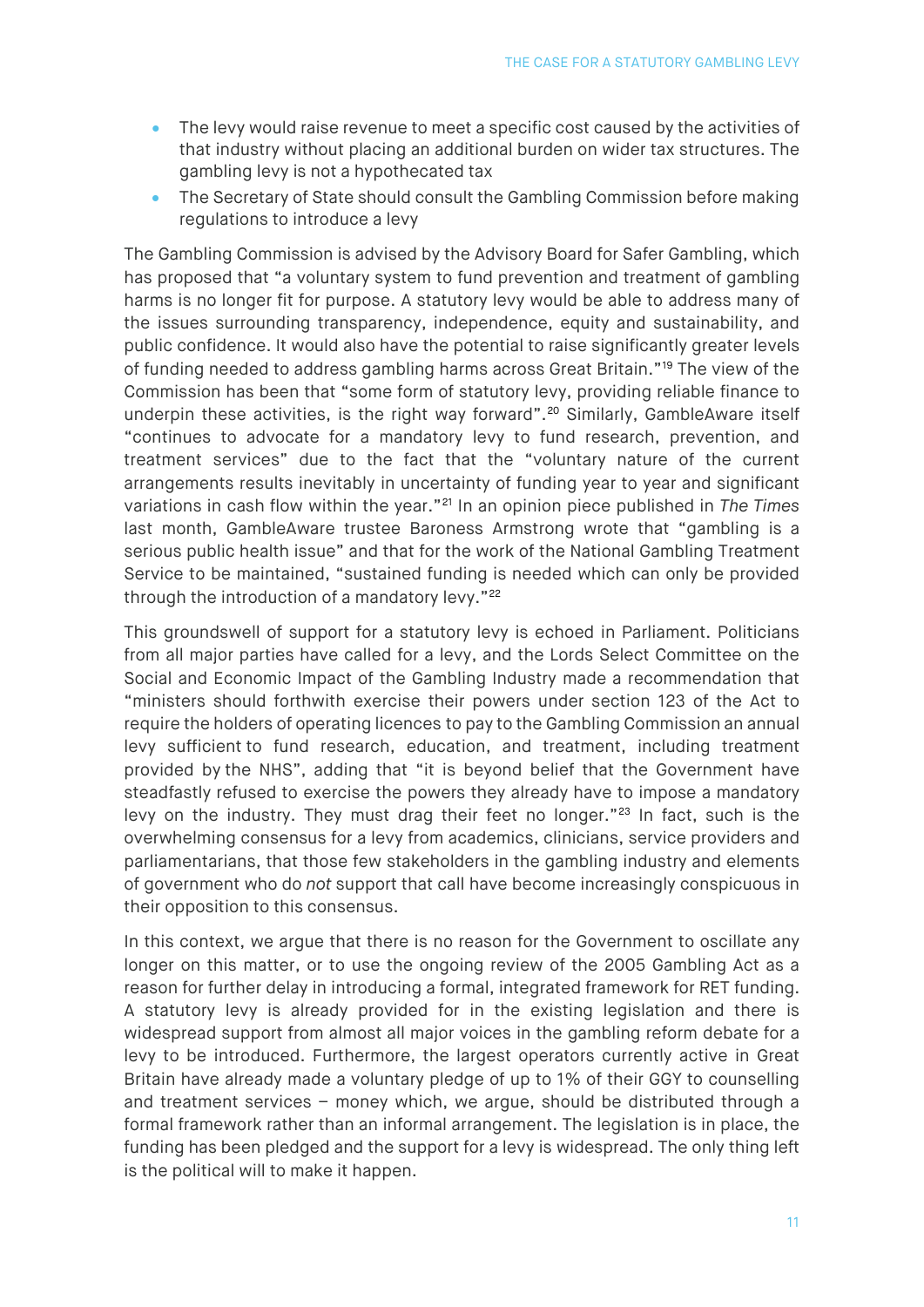- The levy would raise revenue to meet a specific cost caused by the activities of that industry without placing an additional burden on wider tax structures. The gambling levy is not a hypothecated tax
- The Secretary of State should consult the Gambling Commission before making regulations to introduce a levy

The Gambling Commission is advised by the Advisory Board for Safer Gambling, which has proposed that "a voluntary system to fund prevention and treatment of gambling harms is no longer fit for purpose. A statutory levy would be able to address many of the issues surrounding transparency, independence, equity and sustainability, and public confidence. It would also have the potential to raise significantly greater levels of funding needed to address gambling harms across Great Britain."[19] The view of the Commission has been that "some form of statutory levy, providing reliable finance to underpin these activities, is the right way forward".[20] Similarly, GambleAware itself "continues to advocate for a mandatory levy to fund research, prevention, and treatment services" due to the fact that the "voluntary nature of the current arrangements results inevitably in uncertainty of funding year to year and significant variations in cash flow within the year."[21] In an opinion piece published in *The Times* last month, GambleAware trustee Baroness Armstrong wrote that "gambling is a serious public health issue" and that for the work of the National Gambling Treatment Service to be maintained, "sustained funding is needed which can only be provided through the introduction of a mandatory levy."[22]

This groundswell of support for a statutory levy is echoed in Parliament. Politicians from all major parties have called for a levy, and the Lords Select Committee on the Social and Economic Impact of the Gambling Industry made a recommendation that "ministers should forthwith exercise their powers under section 123 of the Act to require the holders of operating licences to pay to the Gambling Commission an annual levy sufficient to fund research, education, and treatment, including treatment provided by the NHS", adding that "it is beyond belief that the Government have steadfastly refused to exercise the powers they already have to impose a mandatory levy on the industry. They must drag their feet no longer."[23] In fact, such is the overwhelming consensus for a levy from academics, clinicians, service providers and parliamentarians, that those few stakeholders in the gambling industry and elements of government who do *not* support that call have become increasingly conspicuous in their opposition to this consensus.

In this context, we argue that there is no reason for the Government to oscillate any longer on this matter, or to use the ongoing review of the 2005 Gambling Act as a reason for further delay in introducing a formal, integrated framework for RET funding. A statutory levy is already provided for in the existing legislation and there is widespread support from almost all major voices in the gambling reform debate for a levy to be introduced. Furthermore, the largest operators currently active in Great Britain have already made a voluntary pledge of up to 1% of their GGY to counselling and treatment services – money which, we argue, should be distributed through a formal framework rather than an informal arrangement. The legislation is in place, the funding has been pledged and the support for a levy is widespread. The only thing left is the political will to make it happen.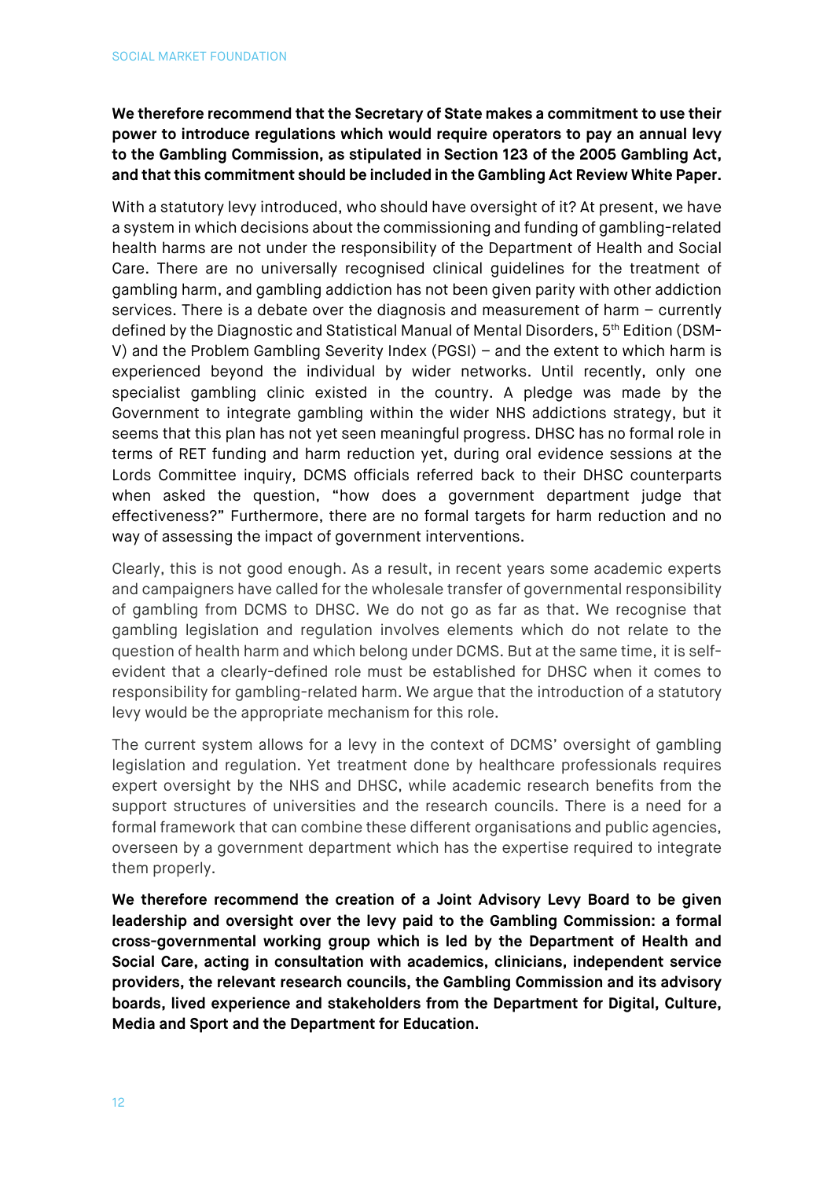**We therefore recommend that the Secretary of State makes a commitment to use their power to introduce regulations which would require operators to pay an annual levy to the Gambling Commission, as stipulated in Section 123 of the 2005 Gambling Act, and that this commitment should be included in the Gambling Act Review White Paper.**

With a statutory levy introduced, who should have oversight of it? At present, we have a system in which decisions about the commissioning and funding of gambling-related health harms are not under the responsibility of the Department of Health and Social Care. There are no universally recognised clinical guidelines for the treatment of gambling harm, and gambling addiction has not been given parity with other addiction services. There is a debate over the diagnosis and measurement of harm – currently defined by the Diagnostic and Statistical Manual of Mental Disorders, 5th Edition (DSM-V) and the Problem Gambling Severity Index (PGSI) – and the extent to which harm is experienced beyond the individual by wider networks. Until recently, only one specialist gambling clinic existed in the country. A pledge was made by the Government to integrate gambling within the wider NHS addictions strategy, but it seems that this plan has not yet seen meaningful progress. DHSC has no formal role in terms of RET funding and harm reduction yet, during oral evidence sessions at the Lords Committee inquiry, DCMS officials referred back to their DHSC counterparts when asked the question, "how does a government department judge that effectiveness?" Furthermore, there are no formal targets for harm reduction and no way of assessing the impact of government interventions.

Clearly, this is not good enough. As a result, in recent years some academic experts and campaigners have called for the wholesale transfer of governmental responsibility of gambling from DCMS to DHSC. We do not go as far as that. We recognise that gambling legislation and regulation involves elements which do not relate to the question of health harm and which belong under DCMS. But at the same time, it is self-evident that a clearly-defined role must be established for DHSC when it comes to responsibility for gambling-related harm. We argue that the introduction of a statutory levy would be the appropriate mechanism for this role.

The current system allows for a levy in the context of DCMS' oversight of gambling legislation and regulation. Yet treatment done by healthcare professionals requires expert oversight by the NHS and DHSC, while academic research benefits from the support structures of universities and the research councils. There is a need for a formal framework that can combine these different organisations and public agencies, overseen by a government department which has the expertise required to integrate them properly.

**We therefore recommend the creation of a Joint Advisory Levy Board to be given leadership and oversight over the levy paid to the Gambling Commission: a formal cross-governmental working group which is led by the Department of Health and Social Care, acting in consultation with academics, clinicians, independent service providers, the relevant research councils, the Gambling Commission and its advisory boards, lived experience and stakeholders from the Department for Digital, Culture, Media and Sport and the Department for Education.**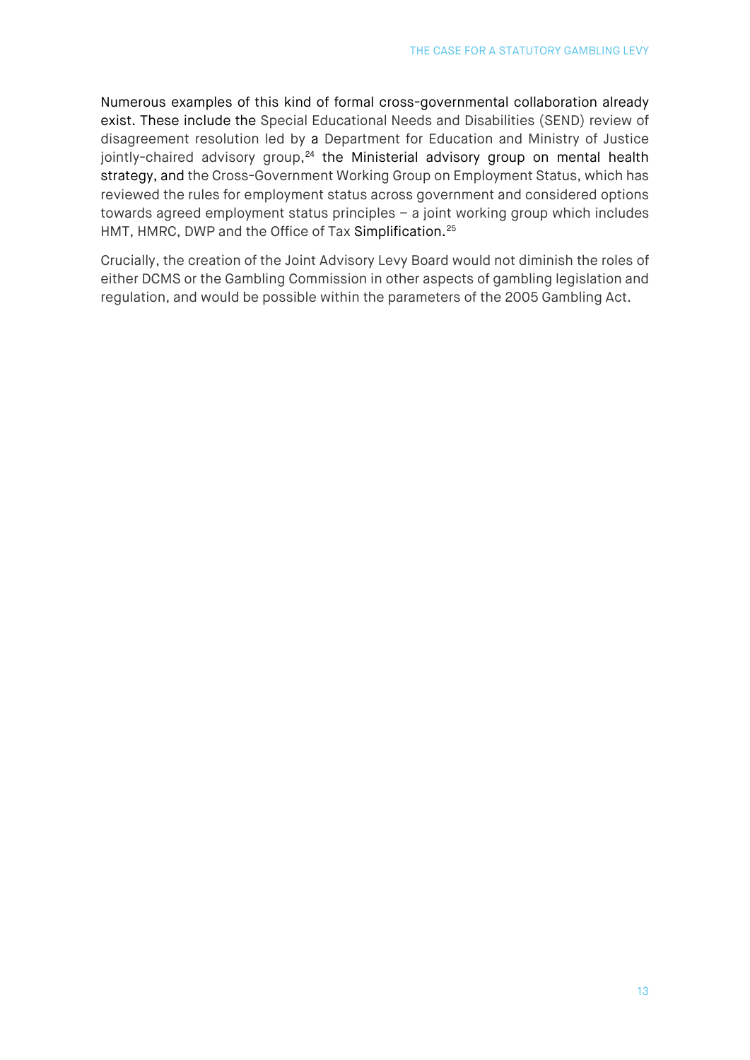Numerous examples of this kind of formal cross-governmental collaboration already exist. These include the Special Educational Needs and Disabilities (SEND) review of disagreement resolution led by a Department for Education and Ministry of Justice jointly-chaired advisory group,[24] the Ministerial advisory group on mental health strategy, and the Cross-Government Working Group on Employment Status, which has reviewed the rules for employment status across government and considered options towards agreed employment status principles – a joint working group which includes HMT, HMRC, DWP and the Office of Tax Simplification.[25]

Crucially, the creation of the Joint Advisory Levy Board would not diminish the roles of either DCMS or the Gambling Commission in other aspects of gambling legislation and regulation, and would be possible within the parameters of the 2005 Gambling Act.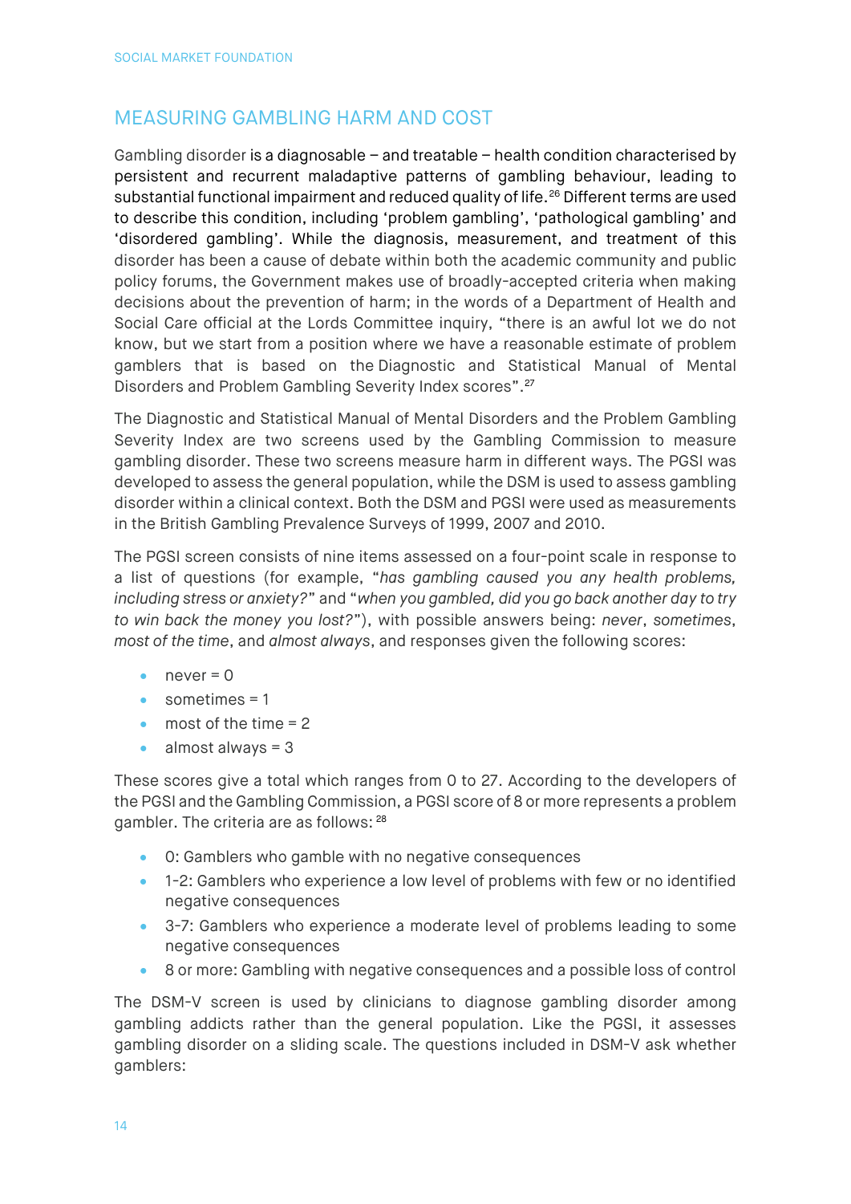## MEASURING GAMBLING HARM AND COST

Gambling disorder is a diagnosable – and treatable – health condition characterised by persistent and recurrent maladaptive patterns of gambling behaviour, leading to substantial functional impairment and reduced quality of life.[26] Different terms are used to describe this condition, including 'problem gambling', 'pathological gambling' and 'disordered gambling'. While the diagnosis, measurement, and treatment of this disorder has been a cause of debate within both the academic community and public policy forums, the Government makes use of broadly-accepted criteria when making decisions about the prevention of harm; in the words of a Department of Health and Social Care official at the Lords Committee inquiry, "there is an awful lot we do not know, but we start from a position where we have a reasonable estimate of problem gamblers that is based on the Diagnostic and Statistical Manual of Mental Disorders and Problem Gambling Severity Index scores".[27]

The Diagnostic and Statistical Manual of Mental Disorders and the Problem Gambling Severity Index are two screens used by the Gambling Commission to measure gambling disorder. These two screens measure harm in different ways. The PGSI was developed to assess the general population, while the DSM is used to assess gambling disorder within a clinical context. Both the DSM and PGSI were used as measurements in the British Gambling Prevalence Surveys of 1999, 2007 and 2010.

The PGSI screen consists of nine items assessed on a four-point scale in response to a list of questions (for example, "*has gambling caused you any health problems, including stress or anxiety?*" and "*when you gambled, did you go back another day to try to win back the money you lost?*"), with possible answers being: *never*, *sometimes*, *most of the time*, and *almost always*, and responses given the following scores:

- never = 0
- sometimes = 1
- most of the time = 2
- almost always = 3

These scores give a total which ranges from 0 to 27. According to the developers of the PGSI and the Gambling Commission, a PGSI score of 8 or more represents a problem gambler. The criteria are as follows: [28]

- 0: Gamblers who gamble with no negative consequences
- 1-2: Gamblers who experience a low level of problems with few or no identified negative consequences
- 3-7: Gamblers who experience a moderate level of problems leading to some negative consequences
- 8 or more: Gambling with negative consequences and a possible loss of control

The DSM-V screen is used by clinicians to diagnose gambling disorder among gambling addicts rather than the general population. Like the PGSI, it assesses gambling disorder on a sliding scale. The questions included in DSM-V ask whether gamblers: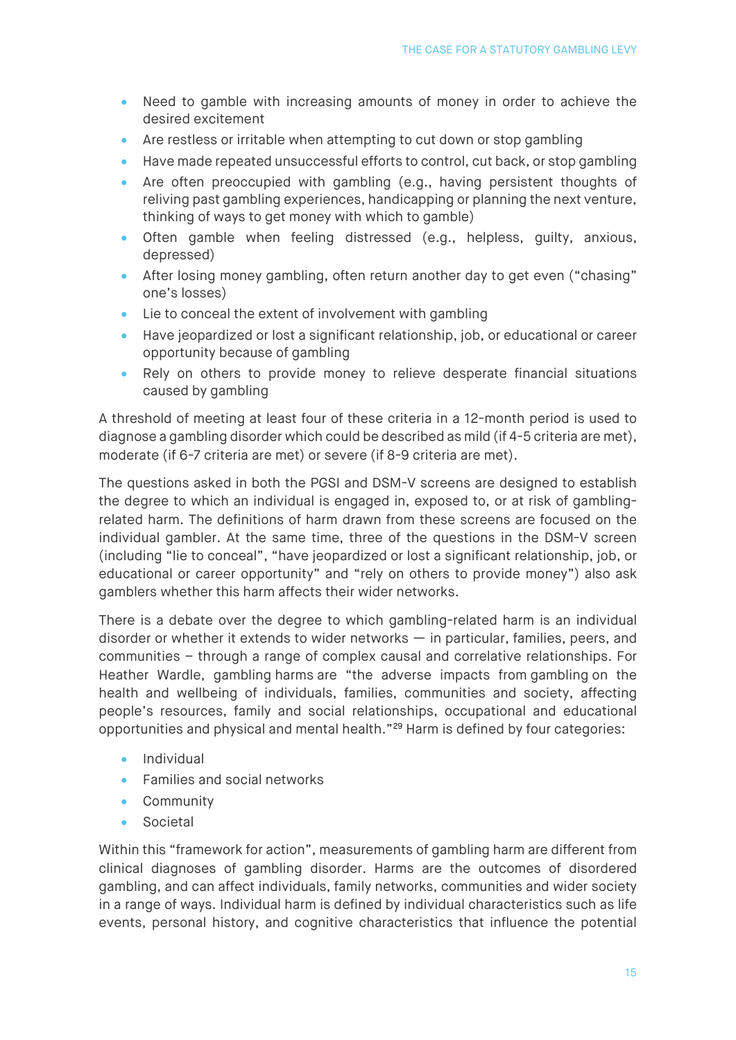- Need to gamble with increasing amounts of money in order to achieve the desired excitement
- Are restless or irritable when attempting to cut down or stop gambling
- Have made repeated unsuccessful efforts to control, cut back, or stop gambling
- Are often preoccupied with gambling (e.g., having persistent thoughts of reliving past gambling experiences, handicapping or planning the next venture, thinking of ways to get money with which to gamble)
- Often gamble when feeling distressed (e.g., helpless, guilty, anxious, depressed)
- After losing money gambling, often return another day to get even ("chasing" one's losses)
- Lie to conceal the extent of involvement with gambling
- Have jeopardized or lost a significant relationship, job, or educational or career opportunity because of gambling
- Rely on others to provide money to relieve desperate financial situations caused by gambling

A threshold of meeting at least four of these criteria in a 12-month period is used to diagnose a gambling disorder which could be described as mild (if 4-5 criteria are met), moderate (if 6-7 criteria are met) or severe (if 8-9 criteria are met).

The questions asked in both the PGSI and DSM-V screens are designed to establish the degree to which an individual is engaged in, exposed to, or at risk of gambling-related harm. The definitions of harm drawn from these screens are focused on the individual gambler. At the same time, three of the questions in the DSM-V screen (including "lie to conceal", "have jeopardized or lost a significant relationship, job, or educational or career opportunity" and "rely on others to provide money") also ask gamblers whether this harm affects their wider networks.

There is a debate over the degree to which gambling-related harm is an individual disorder or whether it extends to wider networks — in particular, families, peers, and communities – through a range of complex causal and correlative relationships. For Heather Wardle, gambling harms are "the adverse impacts from gambling on the health and wellbeing of individuals, families, communities and society, affecting people's resources, family and social relationships, occupational and educational opportunities and physical and mental health."[29] Harm is defined by four categories:

- Individual
- Families and social networks
- Community
- Societal

Within this "framework for action", measurements of gambling harm are different from clinical diagnoses of gambling disorder. Harms are the outcomes of disordered gambling, and can affect individuals, family networks, communities and wider society in a range of ways. Individual harm is defined by individual characteristics such as life events, personal history, and cognitive characteristics that influence the potential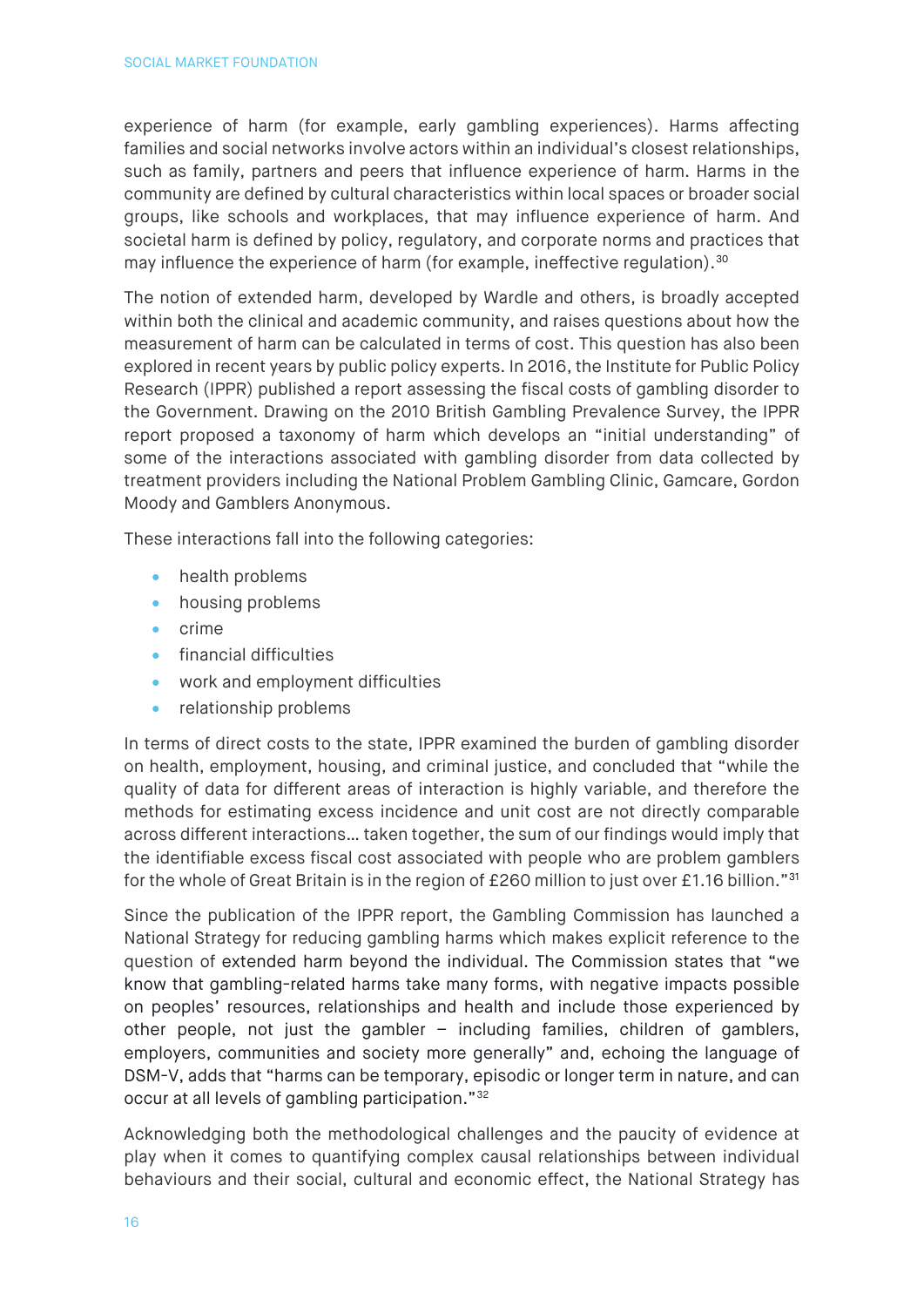experience of harm (for example, early gambling experiences). Harms affecting families and social networks involve actors within an individual's closest relationships, such as family, partners and peers that influence experience of harm. Harms in the community are defined by cultural characteristics within local spaces or broader social groups, like schools and workplaces, that may influence experience of harm. And societal harm is defined by policy, regulatory, and corporate norms and practices that may influence the experience of harm (for example, ineffective regulation).[30]

The notion of extended harm, developed by Wardle and others, is broadly accepted within both the clinical and academic community, and raises questions about how the measurement of harm can be calculated in terms of cost. This question has also been explored in recent years by public policy experts. In 2016, the Institute for Public Policy Research (IPPR) published a report assessing the fiscal costs of gambling disorder to the Government. Drawing on the 2010 British Gambling Prevalence Survey, the IPPR report proposed a taxonomy of harm which develops an "initial understanding" of some of the interactions associated with gambling disorder from data collected by treatment providers including the National Problem Gambling Clinic, Gamcare, Gordon Moody and Gamblers Anonymous.

These interactions fall into the following categories:

- health problems
- housing problems
- crime
- financial difficulties
- work and employment difficulties
- relationship problems

In terms of direct costs to the state, IPPR examined the burden of gambling disorder on health, employment, housing, and criminal justice, and concluded that "while the quality of data for different areas of interaction is highly variable, and therefore the methods for estimating excess incidence and unit cost are not directly comparable across different interactions… taken together, the sum of our findings would imply that the identifiable excess fiscal cost associated with people who are problem gamblers for the whole of Great Britain is in the region of £260 million to just over £1.16 billion."[31]

Since the publication of the IPPR report, the Gambling Commission has launched a National Strategy for reducing gambling harms which makes explicit reference to the question of extended harm beyond the individual. The Commission states that "we know that gambling-related harms take many forms, with negative impacts possible on peoples' resources, relationships and health and include those experienced by other people, not just the gambler – including families, children of gamblers, employers, communities and society more generally" and, echoing the language of DSM-V, adds that "harms can be temporary, episodic or longer term in nature, and can occur at all levels of gambling participation."[32]

Acknowledging both the methodological challenges and the paucity of evidence at play when it comes to quantifying complex causal relationships between individual behaviours and their social, cultural and economic effect, the National Strategy has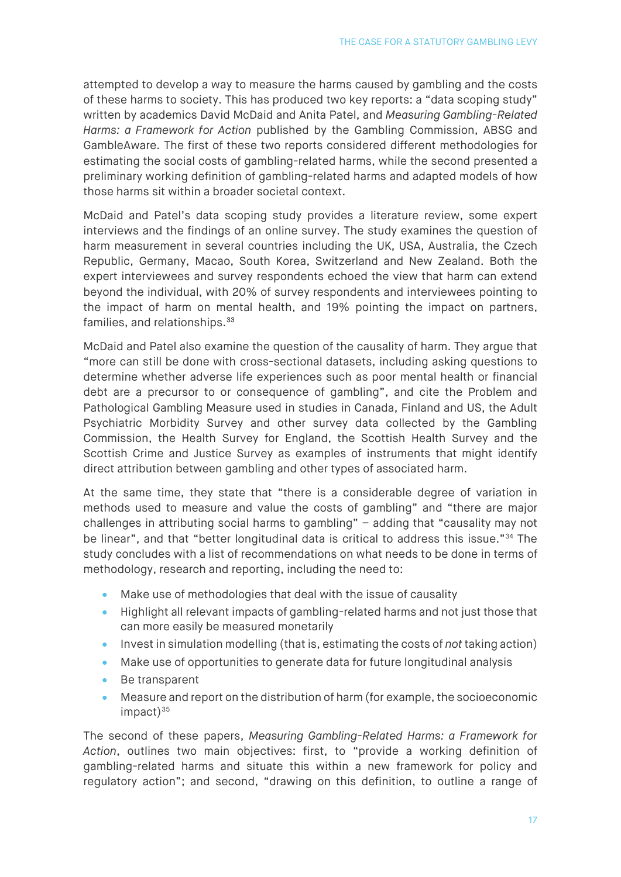attempted to develop a way to measure the harms caused by gambling and the costs of these harms to society. This has produced two key reports: a "data scoping study" written by academics David McDaid and Anita Patel, and *Measuring Gambling-Related Harms: a Framework for Action* published by the Gambling Commission, ABSG and GambleAware. The first of these two reports considered different methodologies for estimating the social costs of gambling-related harms, while the second presented a preliminary working definition of gambling-related harms and adapted models of how those harms sit within a broader societal context.

McDaid and Patel's data scoping study provides a literature review, some expert interviews and the findings of an online survey. The study examines the question of harm measurement in several countries including the UK, USA, Australia, the Czech Republic, Germany, Macao, South Korea, Switzerland and New Zealand. Both the expert interviewees and survey respondents echoed the view that harm can extend beyond the individual, with 20% of survey respondents and interviewees pointing to the impact of harm on mental health, and 19% pointing the impact on partners, families, and relationships.[33]

McDaid and Patel also examine the question of the causality of harm. They argue that "more can still be done with cross-sectional datasets, including asking questions to determine whether adverse life experiences such as poor mental health or financial debt are a precursor to or consequence of gambling", and cite the Problem and Pathological Gambling Measure used in studies in Canada, Finland and US, the Adult Psychiatric Morbidity Survey and other survey data collected by the Gambling Commission, the Health Survey for England, the Scottish Health Survey and the Scottish Crime and Justice Survey as examples of instruments that might identify direct attribution between gambling and other types of associated harm.

At the same time, they state that "there is a considerable degree of variation in methods used to measure and value the costs of gambling" and "there are major challenges in attributing social harms to gambling" – adding that "causality may not be linear", and that "better longitudinal data is critical to address this issue."[34] The study concludes with a list of recommendations on what needs to be done in terms of methodology, research and reporting, including the need to:

- Make use of methodologies that deal with the issue of causality
- Highlight all relevant impacts of gambling-related harms and not just those that can more easily be measured monetarily
- Invest in simulation modelling (that is, estimating the costs of *not* taking action)
- Make use of opportunities to generate data for future longitudinal analysis
- Be transparent
- Measure and report on the distribution of harm (for example, the socioeconomic impact)[35]

The second of these papers, *Measuring Gambling-Related Harms: a Framework for Action*, outlines two main objectives: first, to "provide a working definition of gambling-related harms and situate this within a new framework for policy and regulatory action"; and second, "drawing on this definition, to outline a range of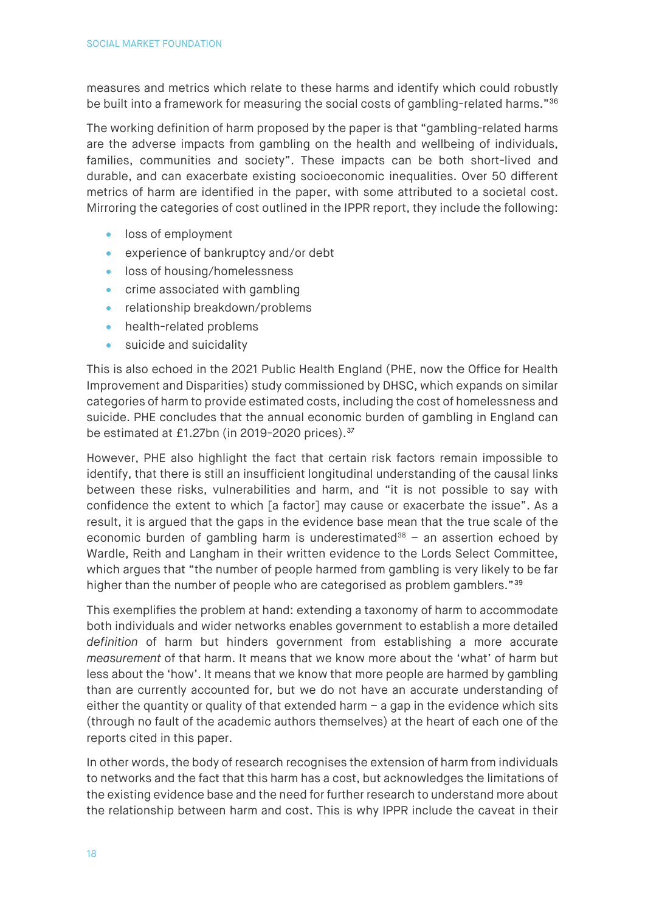measures and metrics which relate to these harms and identify which could robustly be built into a framework for measuring the social costs of gambling-related harms."[36]

The working definition of harm proposed by the paper is that "gambling-related harms are the adverse impacts from gambling on the health and wellbeing of individuals, families, communities and society". These impacts can be both short-lived and durable, and can exacerbate existing socioeconomic inequalities. Over 50 different metrics of harm are identified in the paper, with some attributed to a societal cost. Mirroring the categories of cost outlined in the IPPR report, they include the following:

- loss of employment
- experience of bankruptcy and/or debt
- loss of housing/homelessness
- crime associated with gambling
- relationship breakdown/problems
- health-related problems
- suicide and suicidality

This is also echoed in the 2021 Public Health England (PHE, now the Office for Health Improvement and Disparities) study commissioned by DHSC, which expands on similar categories of harm to provide estimated costs, including the cost of homelessness and suicide. PHE concludes that the annual economic burden of gambling in England can be estimated at £1.27bn (in 2019-2020 prices).[37]

However, PHE also highlight the fact that certain risk factors remain impossible to identify, that there is still an insufficient longitudinal understanding of the causal links between these risks, vulnerabilities and harm, and "it is not possible to say with confidence the extent to which [a factor] may cause or exacerbate the issue". As a result, it is argued that the gaps in the evidence base mean that the true scale of the economic burden of gambling harm is underestimated[38] – an assertion echoed by Wardle, Reith and Langham in their written evidence to the Lords Select Committee, which argues that "the number of people harmed from gambling is very likely to be far higher than the number of people who are categorised as problem gamblers."[39]

This exemplifies the problem at hand: extending a taxonomy of harm to accommodate both individuals and wider networks enables government to establish a more detailed *definition* of harm but hinders government from establishing a more accurate *measurement* of that harm. It means that we know more about the 'what' of harm but less about the 'how'. It means that we know that more people are harmed by gambling than are currently accounted for, but we do not have an accurate understanding of either the quantity or quality of that extended harm – a gap in the evidence which sits (through no fault of the academic authors themselves) at the heart of each one of the reports cited in this paper.

In other words, the body of research recognises the extension of harm from individuals to networks and the fact that this harm has a cost, but acknowledges the limitations of the existing evidence base and the need for further research to understand more about the relationship between harm and cost. This is why IPPR include the caveat in their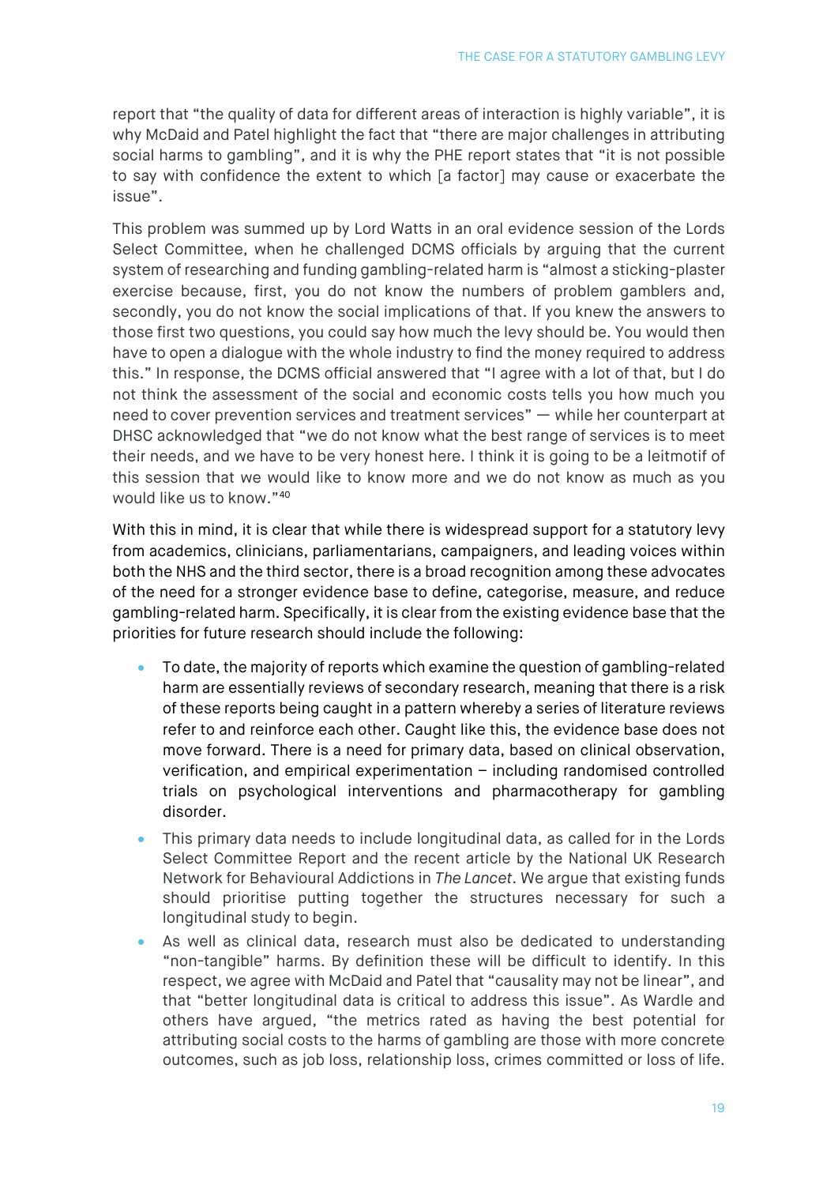report that "the quality of data for different areas of interaction is highly variable", it is why McDaid and Patel highlight the fact that "there are major challenges in attributing social harms to gambling", and it is why the PHE report states that "it is not possible to say with confidence the extent to which [a factor] may cause or exacerbate the issue".

This problem was summed up by Lord Watts in an oral evidence session of the Lords Select Committee, when he challenged DCMS officials by arguing that the current system of researching and funding gambling-related harm is "almost a sticking-plaster exercise because, first, you do not know the numbers of problem gamblers and, secondly, you do not know the social implications of that. If you knew the answers to those first two questions, you could say how much the levy should be. You would then have to open a dialogue with the whole industry to find the money required to address this." In response, the DCMS official answered that "I agree with a lot of that, but I do not think the assessment of the social and economic costs tells you how much you need to cover prevention services and treatment services" — while her counterpart at DHSC acknowledged that "we do not know what the best range of services is to meet their needs, and we have to be very honest here. I think it is going to be a leitmotif of this session that we would like to know more and we do not know as much as you would like us to know."[40]

With this in mind, it is clear that while there is widespread support for a statutory levy from academics, clinicians, parliamentarians, campaigners, and leading voices within both the NHS and the third sector, there is a broad recognition among these advocates of the need for a stronger evidence base to define, categorise, measure, and reduce gambling-related harm. Specifically, it is clear from the existing evidence base that the priorities for future research should include the following:

- To date, the majority of reports which examine the question of gambling-related harm are essentially reviews of secondary research, meaning that there is a risk of these reports being caught in a pattern whereby a series of literature reviews refer to and reinforce each other. Caught like this, the evidence base does not move forward. There is a need for primary data, based on clinical observation, verification, and empirical experimentation – including randomised controlled trials on psychological interventions and pharmacotherapy for gambling disorder.
- This primary data needs to include longitudinal data, as called for in the Lords Select Committee Report and the recent article by the National UK Research Network for Behavioural Addictions in *The Lancet*. We argue that existing funds should prioritise putting together the structures necessary for such a longitudinal study to begin.
- As well as clinical data, research must also be dedicated to understanding "non-tangible" harms. By definition these will be difficult to identify. In this respect, we agree with McDaid and Patel that "causality may not be linear", and that "better longitudinal data is critical to address this issue". As Wardle and others have argued, "the metrics rated as having the best potential for attributing social costs to the harms of gambling are those with more concrete outcomes, such as job loss, relationship loss, crimes committed or loss of life.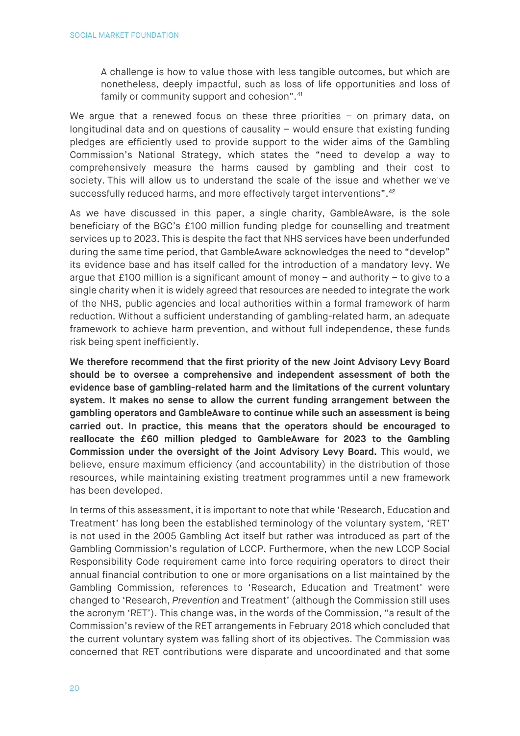> A challenge is how to value those with less tangible outcomes, but which are nonetheless, deeply impactful, such as loss of life opportunities and loss of family or community support and cohesion".[41]

We argue that a renewed focus on these three priorities – on primary data, on longitudinal data and on questions of causality – would ensure that existing funding pledges are efficiently used to provide support to the wider aims of the Gambling Commission's National Strategy, which states the "need to develop a way to comprehensively measure the harms caused by gambling and their cost to society. This will allow us to understand the scale of the issue and whether we've successfully reduced harms, and more effectively target interventions".[42]

As we have discussed in this paper, a single charity, GambleAware, is the sole beneficiary of the BGC's £100 million funding pledge for counselling and treatment services up to 2023. This is despite the fact that NHS services have been underfunded during the same time period, that GambleAware acknowledges the need to "develop" its evidence base and has itself called for the introduction of a mandatory levy. We argue that £100 million is a significant amount of money – and authority – to give to a single charity when it is widely agreed that resources are needed to integrate the work of the NHS, public agencies and local authorities within a formal framework of harm reduction. Without a sufficient understanding of gambling-related harm, an adequate framework to achieve harm prevention, and without full independence, these funds risk being spent inefficiently.

**We therefore recommend that the first priority of the new Joint Advisory Levy Board should be to oversee a comprehensive and independent assessment of both the evidence base of gambling-related harm and the limitations of the current voluntary system. It makes no sense to allow the current funding arrangement between the gambling operators and GambleAware to continue while such an assessment is being carried out. In practice, this means that the operators should be encouraged to reallocate the £60 million pledged to GambleAware for 2023 to the Gambling Commission under the oversight of the Joint Advisory Levy Board.** This would, we believe, ensure maximum efficiency (and accountability) in the distribution of those resources, while maintaining existing treatment programmes until a new framework has been developed.

In terms of this assessment, it is important to note that while 'Research, Education and Treatment' has long been the established terminology of the voluntary system, 'RET' is not used in the 2005 Gambling Act itself but rather was introduced as part of the Gambling Commission's regulation of LCCP. Furthermore, when the new LCCP Social Responsibility Code requirement came into force requiring operators to direct their annual financial contribution to one or more organisations on a list maintained by the Gambling Commission, references to 'Research, Education and Treatment' were changed to 'Research, *Prevention* and Treatment' (although the Commission still uses the acronym 'RET'). This change was, in the words of the Commission, "a result of the Commission's review of the RET arrangements in February 2018 which concluded that the current voluntary system was falling short of its objectives. The Commission was concerned that RET contributions were disparate and uncoordinated and that some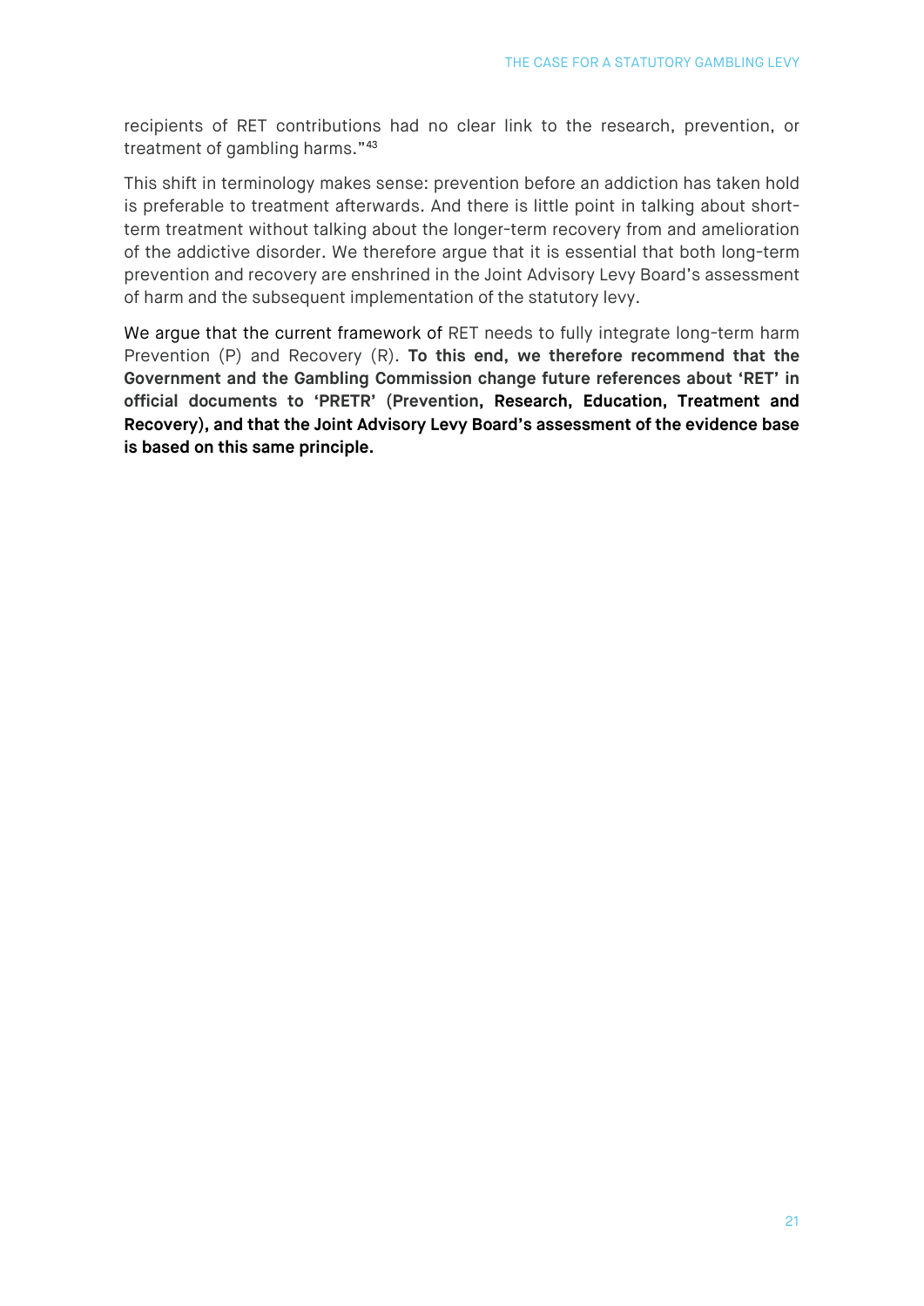recipients of RET contributions had no clear link to the research, prevention, or treatment of gambling harms."[43]

This shift in terminology makes sense: prevention before an addiction has taken hold is preferable to treatment afterwards. And there is little point in talking about short-term treatment without talking about the longer-term recovery from and amelioration of the addictive disorder. We therefore argue that it is essential that both long-term prevention and recovery are enshrined in the Joint Advisory Levy Board's assessment of harm and the subsequent implementation of the statutory levy.

We argue that the current framework of RET needs to fully integrate long-term harm Prevention (P) and Recovery (R). **To this end, we therefore recommend that the Government and the Gambling Commission change future references about 'RET' in official documents to 'PRETR' (Prevention, Research, Education, Treatment and Recovery), and that the Joint Advisory Levy Board's assessment of the evidence base is based on this same principle.**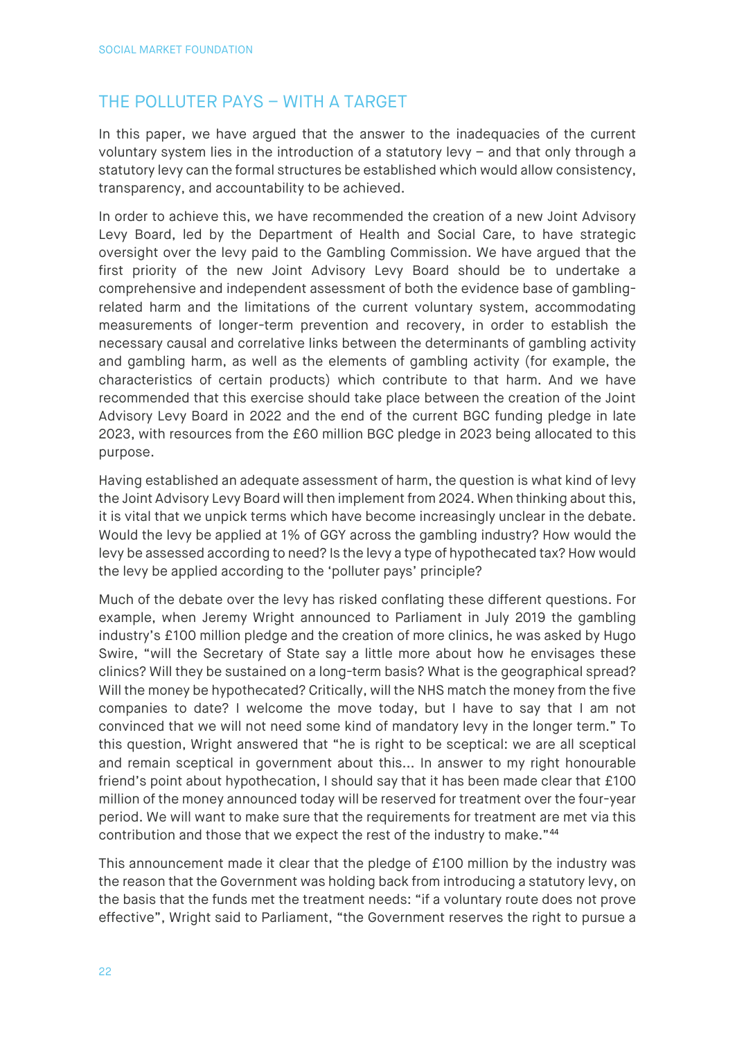## THE POLLUTER PAYS – WITH A TARGET

In this paper, we have argued that the answer to the inadequacies of the current voluntary system lies in the introduction of a statutory levy – and that only through a statutory levy can the formal structures be established which would allow consistency, transparency, and accountability to be achieved.

In order to achieve this, we have recommended the creation of a new Joint Advisory Levy Board, led by the Department of Health and Social Care, to have strategic oversight over the levy paid to the Gambling Commission. We have argued that the first priority of the new Joint Advisory Levy Board should be to undertake a comprehensive and independent assessment of both the evidence base of gambling-related harm and the limitations of the current voluntary system, accommodating measurements of longer-term prevention and recovery, in order to establish the necessary causal and correlative links between the determinants of gambling activity and gambling harm, as well as the elements of gambling activity (for example, the characteristics of certain products) which contribute to that harm. And we have recommended that this exercise should take place between the creation of the Joint Advisory Levy Board in 2022 and the end of the current BGC funding pledge in late 2023, with resources from the £60 million BGC pledge in 2023 being allocated to this purpose.

Having established an adequate assessment of harm, the question is what kind of levy the Joint Advisory Levy Board will then implement from 2024. When thinking about this, it is vital that we unpick terms which have become increasingly unclear in the debate. Would the levy be applied at 1% of GGY across the gambling industry? How would the levy be assessed according to need? Is the levy a type of hypothecated tax? How would the levy be applied according to the 'polluter pays' principle?

Much of the debate over the levy has risked conflating these different questions. For example, when Jeremy Wright announced to Parliament in July 2019 the gambling industry's £100 million pledge and the creation of more clinics, he was asked by Hugo Swire, "will the Secretary of State say a little more about how he envisages these clinics? Will they be sustained on a long-term basis? What is the geographical spread? Will the money be hypothecated? Critically, will the NHS match the money from the five companies to date? I welcome the move today, but I have to say that I am not convinced that we will not need some kind of mandatory levy in the longer term." To this question, Wright answered that "he is right to be sceptical: we are all sceptical and remain sceptical in government about this... In answer to my right honourable friend's point about hypothecation, I should say that it has been made clear that £100 million of the money announced today will be reserved for treatment over the four-year period. We will want to make sure that the requirements for treatment are met via this contribution and those that we expect the rest of the industry to make."[44]

This announcement made it clear that the pledge of £100 million by the industry was the reason that the Government was holding back from introducing a statutory levy, on the basis that the funds met the treatment needs: "if a voluntary route does not prove effective", Wright said to Parliament, "the Government reserves the right to pursue a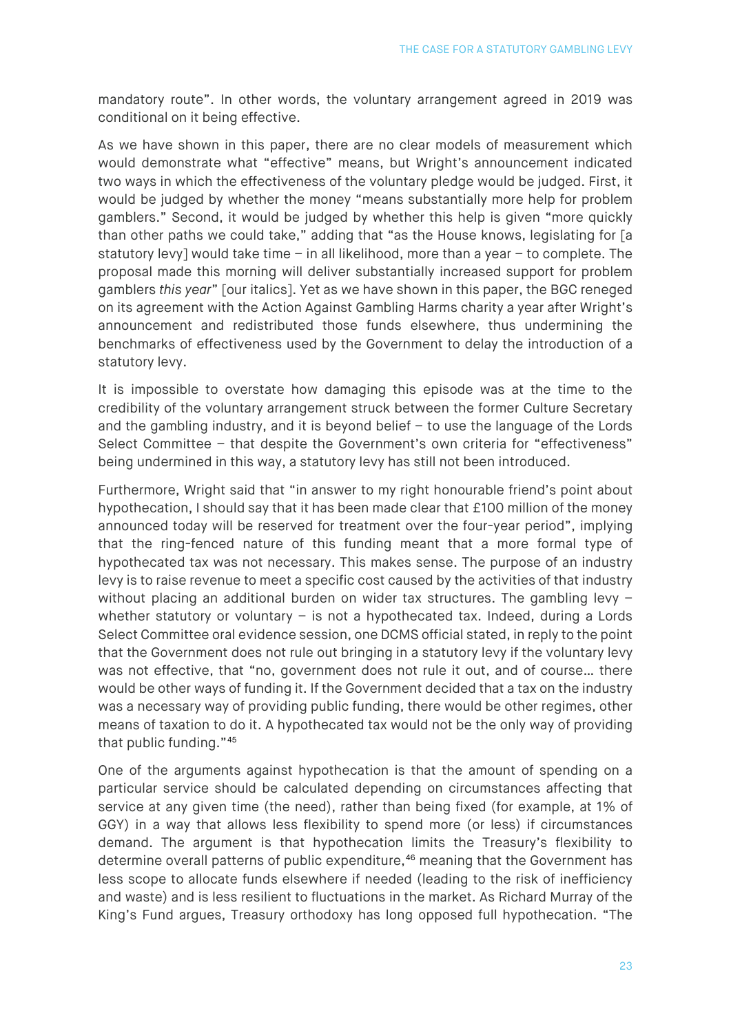mandatory route". In other words, the voluntary arrangement agreed in 2019 was conditional on it being effective.

As we have shown in this paper, there are no clear models of measurement which would demonstrate what "effective" means, but Wright's announcement indicated two ways in which the effectiveness of the voluntary pledge would be judged. First, it would be judged by whether the money "means substantially more help for problem gamblers." Second, it would be judged by whether this help is given "more quickly than other paths we could take," adding that "as the House knows, legislating for [a statutory levy] would take time – in all likelihood, more than a year – to complete. The proposal made this morning will deliver substantially increased support for problem gamblers *this year*" [our italics]. Yet as we have shown in this paper, the BGC reneged on its agreement with the Action Against Gambling Harms charity a year after Wright's announcement and redistributed those funds elsewhere, thus undermining the benchmarks of effectiveness used by the Government to delay the introduction of a statutory levy.

It is impossible to overstate how damaging this episode was at the time to the credibility of the voluntary arrangement struck between the former Culture Secretary and the gambling industry, and it is beyond belief – to use the language of the Lords Select Committee – that despite the Government's own criteria for "effectiveness" being undermined in this way, a statutory levy has still not been introduced.

Furthermore, Wright said that "in answer to my right honourable friend's point about hypothecation, I should say that it has been made clear that £100 million of the money announced today will be reserved for treatment over the four-year period", implying that the ring-fenced nature of this funding meant that a more formal type of hypothecated tax was not necessary. This makes sense. The purpose of an industry levy is to raise revenue to meet a specific cost caused by the activities of that industry without placing an additional burden on wider tax structures. The gambling levy – whether statutory or voluntary – is not a hypothecated tax. Indeed, during a Lords Select Committee oral evidence session, one DCMS official stated, in reply to the point that the Government does not rule out bringing in a statutory levy if the voluntary levy was not effective, that "no, government does not rule it out, and of course… there would be other ways of funding it. If the Government decided that a tax on the industry was a necessary way of providing public funding, there would be other regimes, other means of taxation to do it. A hypothecated tax would not be the only way of providing that public funding."[45]

One of the arguments against hypothecation is that the amount of spending on a particular service should be calculated depending on circumstances affecting that service at any given time (the need), rather than being fixed (for example, at 1% of GGY) in a way that allows less flexibility to spend more (or less) if circumstances demand. The argument is that hypothecation limits the Treasury's flexibility to determine overall patterns of public expenditure,[46] meaning that the Government has less scope to allocate funds elsewhere if needed (leading to the risk of inefficiency and waste) and is less resilient to fluctuations in the market. As Richard Murray of the King's Fund argues, Treasury orthodoxy has long opposed full hypothecation. "The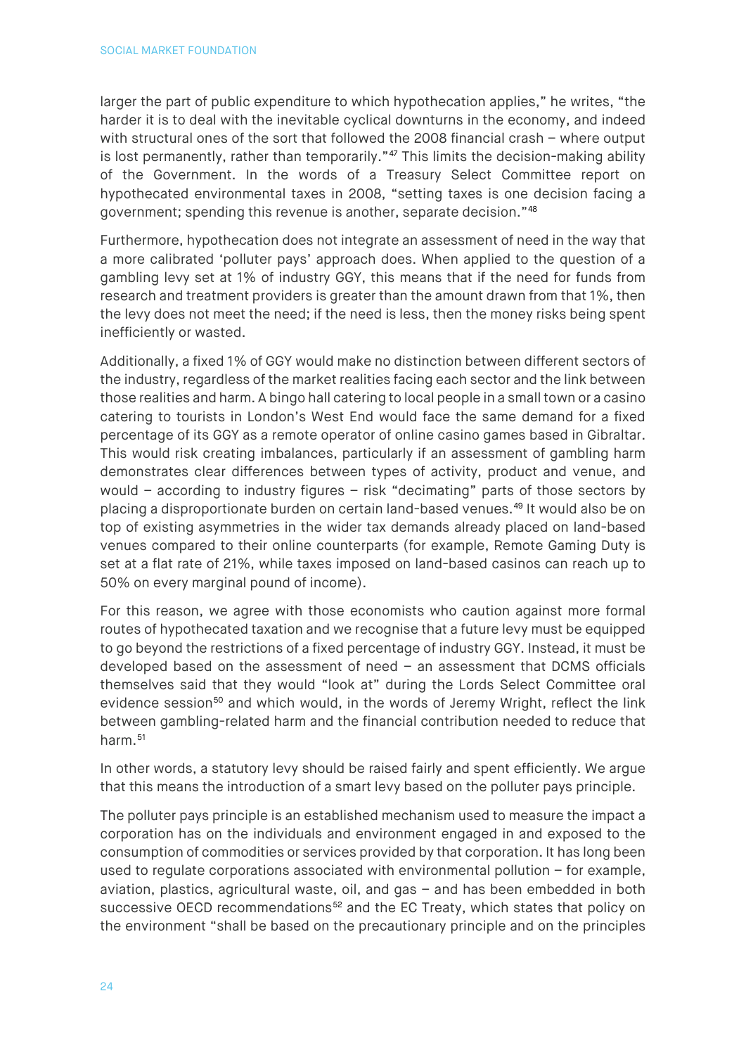larger the part of public expenditure to which hypothecation applies," he writes, "the harder it is to deal with the inevitable cyclical downturns in the economy, and indeed with structural ones of the sort that followed the 2008 financial crash – where output is lost permanently, rather than temporarily."[47] This limits the decision-making ability of the Government. In the words of a Treasury Select Committee report on hypothecated environmental taxes in 2008, "setting taxes is one decision facing a government; spending this revenue is another, separate decision."[48]

Furthermore, hypothecation does not integrate an assessment of need in the way that a more calibrated 'polluter pays' approach does. When applied to the question of a gambling levy set at 1% of industry GGY, this means that if the need for funds from research and treatment providers is greater than the amount drawn from that 1%, then the levy does not meet the need; if the need is less, then the money risks being spent inefficiently or wasted.

Additionally, a fixed 1% of GGY would make no distinction between different sectors of the industry, regardless of the market realities facing each sector and the link between those realities and harm. A bingo hall catering to local people in a small town or a casino catering to tourists in London's West End would face the same demand for a fixed percentage of its GGY as a remote operator of online casino games based in Gibraltar. This would risk creating imbalances, particularly if an assessment of gambling harm demonstrates clear differences between types of activity, product and venue, and would – according to industry figures – risk "decimating" parts of those sectors by placing a disproportionate burden on certain land-based venues.[49] It would also be on top of existing asymmetries in the wider tax demands already placed on land-based venues compared to their online counterparts (for example, Remote Gaming Duty is set at a flat rate of 21%, while taxes imposed on land-based casinos can reach up to 50% on every marginal pound of income).

For this reason, we agree with those economists who caution against more formal routes of hypothecated taxation and we recognise that a future levy must be equipped to go beyond the restrictions of a fixed percentage of industry GGY. Instead, it must be developed based on the assessment of need – an assessment that DCMS officials themselves said that they would "look at" during the Lords Select Committee oral evidence session[50] and which would, in the words of Jeremy Wright, reflect the link between gambling-related harm and the financial contribution needed to reduce that harm.[51]

In other words, a statutory levy should be raised fairly and spent efficiently. We argue that this means the introduction of a smart levy based on the polluter pays principle.

The polluter pays principle is an established mechanism used to measure the impact a corporation has on the individuals and environment engaged in and exposed to the consumption of commodities or services provided by that corporation. It has long been used to regulate corporations associated with environmental pollution – for example, aviation, plastics, agricultural waste, oil, and gas – and has been embedded in both successive OECD recommendations[52] and the EC Treaty, which states that policy on the environment "shall be based on the precautionary principle and on the principles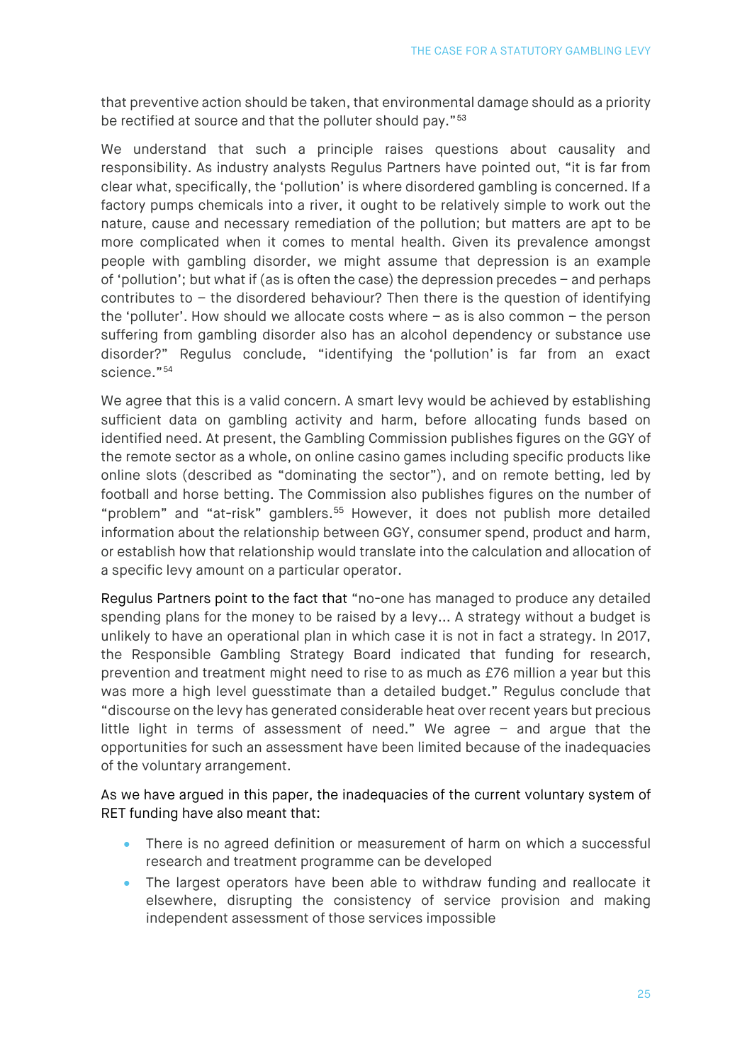that preventive action should be taken, that environmental damage should as a priority be rectified at source and that the polluter should pay."[53]

We understand that such a principle raises questions about causality and responsibility. As industry analysts Regulus Partners have pointed out, "it is far from clear what, specifically, the 'pollution' is where disordered gambling is concerned. If a factory pumps chemicals into a river, it ought to be relatively simple to work out the nature, cause and necessary remediation of the pollution; but matters are apt to be more complicated when it comes to mental health. Given its prevalence amongst people with gambling disorder, we might assume that depression is an example of 'pollution'; but what if (as is often the case) the depression precedes – and perhaps contributes to – the disordered behaviour? Then there is the question of identifying the 'polluter'. How should we allocate costs where – as is also common – the person suffering from gambling disorder also has an alcohol dependency or substance use disorder?" Regulus conclude, "identifying the 'pollution' is far from an exact science."[54]

We agree that this is a valid concern. A smart levy would be achieved by establishing sufficient data on gambling activity and harm, before allocating funds based on identified need. At present, the Gambling Commission publishes figures on the GGY of the remote sector as a whole, on online casino games including specific products like online slots (described as "dominating the sector"), and on remote betting, led by football and horse betting. The Commission also publishes figures on the number of "problem" and "at-risk" gamblers.[55] However, it does not publish more detailed information about the relationship between GGY, consumer spend, product and harm, or establish how that relationship would translate into the calculation and allocation of a specific levy amount on a particular operator.

Regulus Partners point to the fact that "no-one has managed to produce any detailed spending plans for the money to be raised by a levy... A strategy without a budget is unlikely to have an operational plan in which case it is not in fact a strategy. In 2017, the Responsible Gambling Strategy Board indicated that funding for research, prevention and treatment might need to rise to as much as £76 million a year but this was more a high level guesstimate than a detailed budget." Regulus conclude that "discourse on the levy has generated considerable heat over recent years but precious little light in terms of assessment of need." We agree – and argue that the opportunities for such an assessment have been limited because of the inadequacies of the voluntary arrangement.

As we have argued in this paper, the inadequacies of the current voluntary system of RET funding have also meant that:

- There is no agreed definition or measurement of harm on which a successful research and treatment programme can be developed
- The largest operators have been able to withdraw funding and reallocate it elsewhere, disrupting the consistency of service provision and making independent assessment of those services impossible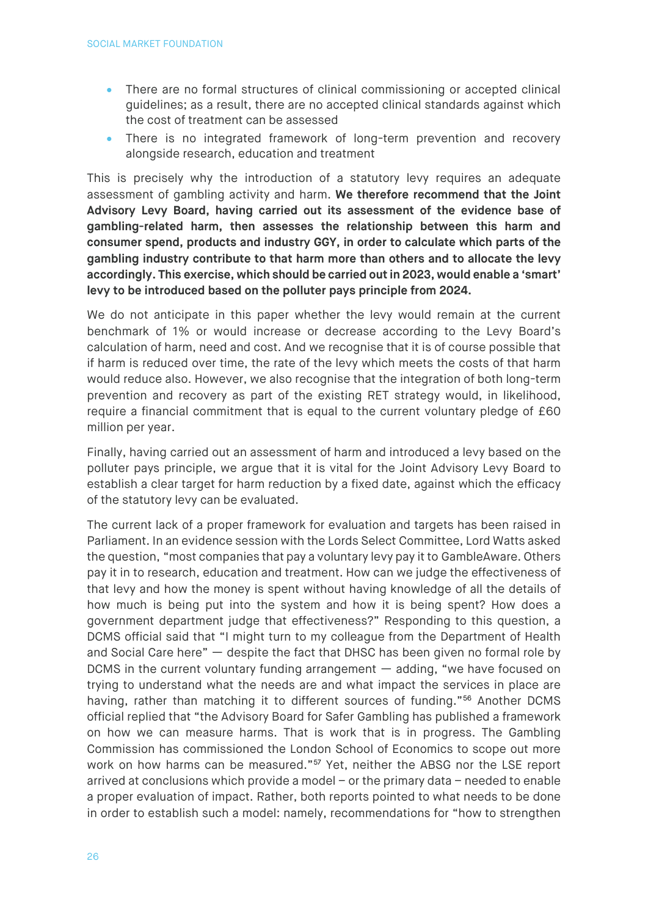- There are no formal structures of clinical commissioning or accepted clinical guidelines; as a result, there are no accepted clinical standards against which the cost of treatment can be assessed
- There is no integrated framework of long-term prevention and recovery alongside research, education and treatment

This is precisely why the introduction of a statutory levy requires an adequate assessment of gambling activity and harm. **We therefore recommend that the Joint Advisory Levy Board, having carried out its assessment of the evidence base of gambling-related harm, then assesses the relationship between this harm and consumer spend, products and industry GGY, in order to calculate which parts of the gambling industry contribute to that harm more than others and to allocate the levy accordingly. This exercise, which should be carried out in 2023, would enable a 'smart' levy to be introduced based on the polluter pays principle from 2024.**

We do not anticipate in this paper whether the levy would remain at the current benchmark of 1% or would increase or decrease according to the Levy Board's calculation of harm, need and cost. And we recognise that it is of course possible that if harm is reduced over time, the rate of the levy which meets the costs of that harm would reduce also. However, we also recognise that the integration of both long-term prevention and recovery as part of the existing RET strategy would, in likelihood, require a financial commitment that is equal to the current voluntary pledge of £60 million per year.

Finally, having carried out an assessment of harm and introduced a levy based on the polluter pays principle, we argue that it is vital for the Joint Advisory Levy Board to establish a clear target for harm reduction by a fixed date, against which the efficacy of the statutory levy can be evaluated.

The current lack of a proper framework for evaluation and targets has been raised in Parliament. In an evidence session with the Lords Select Committee, Lord Watts asked the question, "most companies that pay a voluntary levy pay it to GambleAware. Others pay it in to research, education and treatment. How can we judge the effectiveness of that levy and how the money is spent without having knowledge of all the details of how much is being put into the system and how it is being spent? How does a government department judge that effectiveness?" Responding to this question, a DCMS official said that "I might turn to my colleague from the Department of Health and Social Care here" — despite the fact that DHSC has been given no formal role by DCMS in the current voluntary funding arrangement — adding, "we have focused on trying to understand what the needs are and what impact the services in place are having, rather than matching it to different sources of funding."[56] Another DCMS official replied that "the Advisory Board for Safer Gambling has published a framework on how we can measure harms. That is work that is in progress. The Gambling Commission has commissioned the London School of Economics to scope out more work on how harms can be measured."[57] Yet, neither the ABSG nor the LSE report arrived at conclusions which provide a model – or the primary data – needed to enable a proper evaluation of impact. Rather, both reports pointed to what needs to be done in order to establish such a model: namely, recommendations for "how to strengthen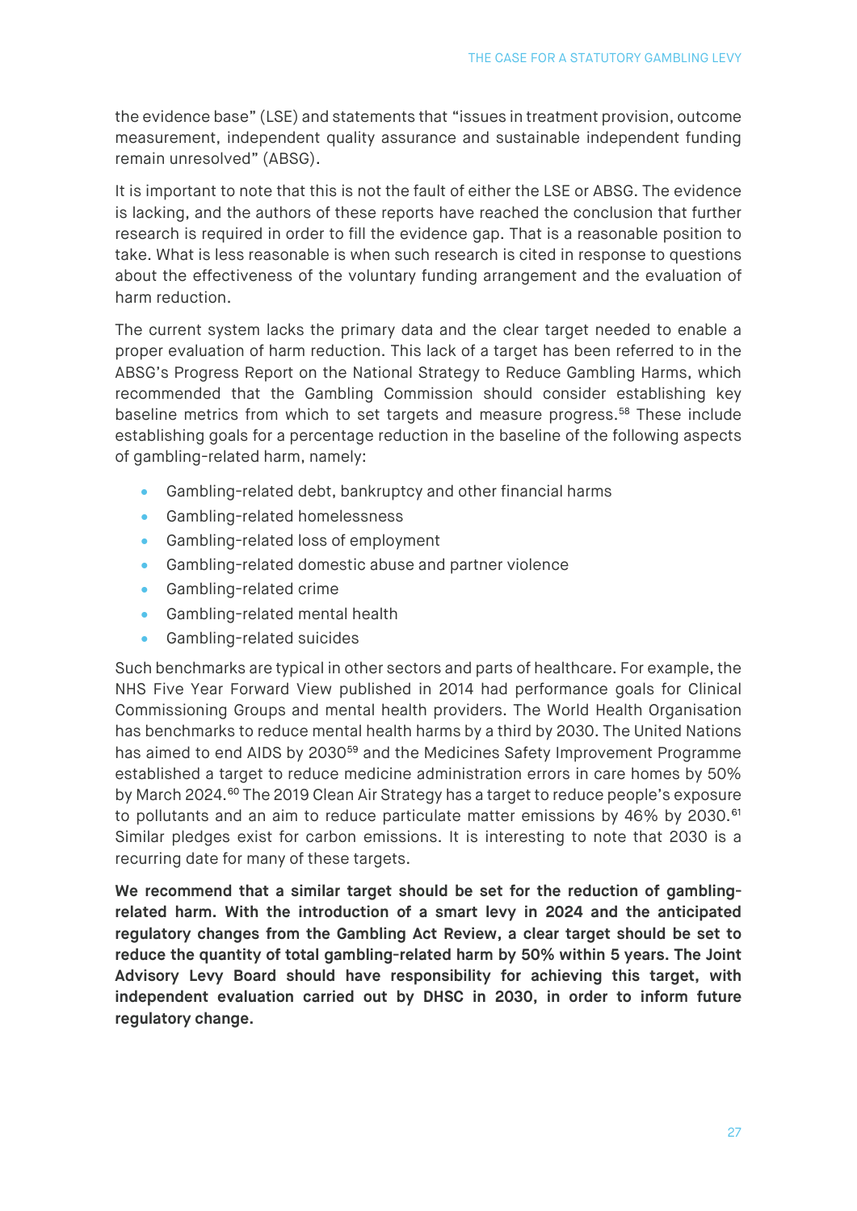the evidence base" (LSE) and statements that "issues in treatment provision, outcome measurement, independent quality assurance and sustainable independent funding remain unresolved" (ABSG).

It is important to note that this is not the fault of either the LSE or ABSG. The evidence is lacking, and the authors of these reports have reached the conclusion that further research is required in order to fill the evidence gap. That is a reasonable position to take. What is less reasonable is when such research is cited in response to questions about the effectiveness of the voluntary funding arrangement and the evaluation of harm reduction.

The current system lacks the primary data and the clear target needed to enable a proper evaluation of harm reduction. This lack of a target has been referred to in the ABSG's Progress Report on the National Strategy to Reduce Gambling Harms, which recommended that the Gambling Commission should consider establishing key baseline metrics from which to set targets and measure progress.[58] These include establishing goals for a percentage reduction in the baseline of the following aspects of gambling-related harm, namely:

- Gambling-related debt, bankruptcy and other financial harms
- Gambling-related homelessness
- Gambling-related loss of employment
- Gambling-related domestic abuse and partner violence
- Gambling-related crime
- Gambling-related mental health
- Gambling-related suicides

Such benchmarks are typical in other sectors and parts of healthcare. For example, the NHS Five Year Forward View published in 2014 had performance goals for Clinical Commissioning Groups and mental health providers. The World Health Organisation has benchmarks to reduce mental health harms by a third by 2030. The United Nations has aimed to end AIDS by 2030[59] and the Medicines Safety Improvement Programme established a target to reduce medicine administration errors in care homes by 50% by March 2024.[60] The 2019 Clean Air Strategy has a target to reduce people's exposure to pollutants and an aim to reduce particulate matter emissions by 46% by 2030.[61] Similar pledges exist for carbon emissions. It is interesting to note that 2030 is a recurring date for many of these targets.

**We recommend that a similar target should be set for the reduction of gambling-related harm. With the introduction of a smart levy in 2024 and the anticipated regulatory changes from the Gambling Act Review, a clear target should be set to reduce the quantity of total gambling-related harm by 50% within 5 years. The Joint Advisory Levy Board should have responsibility for achieving this target, with independent evaluation carried out by DHSC in 2030, in order to inform future regulatory change.**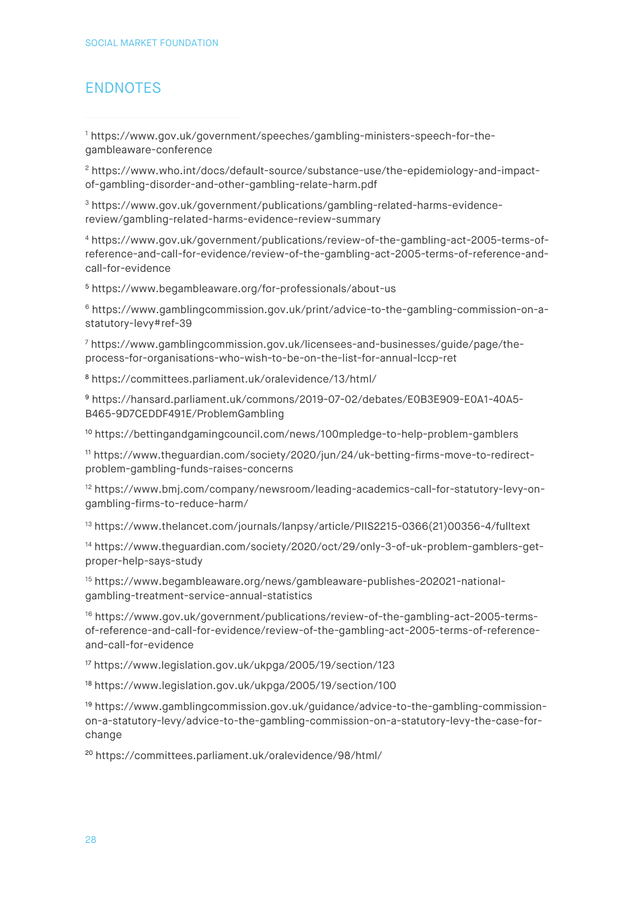## ENDNOTES

[1] https://www.gov.uk/government/speeches/gambling-ministers-speech-for-the-gambleaware-conference

[2] https://www.who.int/docs/default-source/substance-use/the-epidemiology-and-impact-of-gambling-disorder-and-other-gambling-relate-harm.pdf

[3] https://www.gov.uk/government/publications/gambling-related-harms-evidence-review/gambling-related-harms-evidence-review-summary

[4] https://www.gov.uk/government/publications/review-of-the-gambling-act-2005-terms-of-reference-and-call-for-evidence/review-of-the-gambling-act-2005-terms-of-reference-and-call-for-evidence

[5] https://www.begambleaware.org/for-professionals/about-us

[6] https://www.gamblingcommission.gov.uk/print/advice-to-the-gambling-commission-on-a-statutory-levy#ref-39

[7] https://www.gamblingcommission.gov.uk/licensees-and-businesses/guide/page/the-process-for-organisations-who-wish-to-be-on-the-list-for-annual-lccp-ret

[8] https://committees.parliament.uk/oralevidence/13/html/

[9] https://hansard.parliament.uk/commons/2019-07-02/debates/E0B3E909-E0A1-40A5-B465-9D7CEDDF491E/ProblemGambling

[10] https://bettingandgamingcouncil.com/news/100mpledge-to-help-problem-gamblers

[11] https://www.theguardian.com/society/2020/jun/24/uk-betting-firms-move-to-redirect-problem-gambling-funds-raises-concerns

[12] https://www.bmj.com/company/newsroom/leading-academics-call-for-statutory-levy-on-gambling-firms-to-reduce-harm/

[13] https://www.thelancet.com/journals/lanpsy/article/PIIS2215-0366(21)00356-4/fulltext

[14] https://www.theguardian.com/society/2020/oct/29/only-3-of-uk-problem-gamblers-get-proper-help-says-study

[15] https://www.begambleaware.org/news/gambleaware-publishes-202021-national-gambling-treatment-service-annual-statistics

[16] https://www.gov.uk/government/publications/review-of-the-gambling-act-2005-terms-of-reference-and-call-for-evidence/review-of-the-gambling-act-2005-terms-of-reference-and-call-for-evidence

[17] https://www.legislation.gov.uk/ukpga/2005/19/section/123

[18] https://www.legislation.gov.uk/ukpga/2005/19/section/100

[19] https://www.gamblingcommission.gov.uk/guidance/advice-to-the-gambling-commission-on-a-statutory-levy/advice-to-the-gambling-commission-on-a-statutory-levy-the-case-for-change

[20] https://committees.parliament.uk/oralevidence/98/html/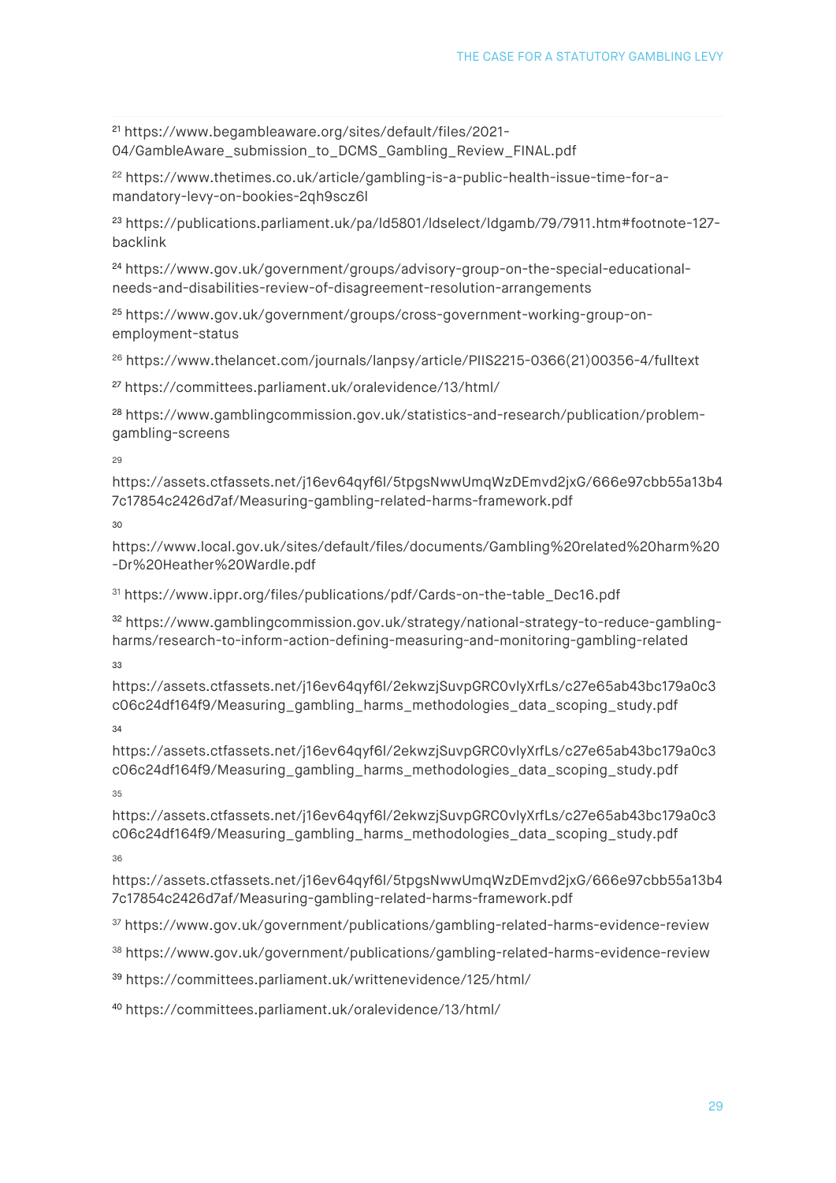[21] https://www.begambleaware.org/sites/default/files/2021-04/GambleAware_submission_to_DCMS_Gambling_Review_FINAL.pdf

[22] https://www.thetimes.co.uk/article/gambling-is-a-public-health-issue-time-for-a-mandatory-levy-on-bookies-2qh9scz6l

[23] https://publications.parliament.uk/pa/ld5801/ldselect/ldgamb/79/7911.htm#footnote-127-backlink

[24] https://www.gov.uk/government/groups/advisory-group-on-the-special-educational-needs-and-disabilities-review-of-disagreement-resolution-arrangements

[25] https://www.gov.uk/government/groups/cross-government-working-group-on-employment-status

[26] https://www.thelancet.com/journals/lanpsy/article/PIIS2215-0366(21)00356-4/fulltext

[27] https://committees.parliament.uk/oralevidence/13/html/

[28] https://www.gamblingcommission.gov.uk/statistics-and-research/publication/problem-gambling-screens

[29] https://assets.ctfassets.net/j16ev64qyf6l/5tpgsNwwUmqWzDEmvd2jxG/666e97cbb55a13b47c17854c2426d7af/Measuring-gambling-related-harms-framework.pdf

[30] https://www.local.gov.uk/sites/default/files/documents/Gambling%20related%20harm%20-Dr%20Heather%20Wardle.pdf

[31] https://www.ippr.org/files/publications/pdf/Cards-on-the-table_Dec16.pdf

[32] https://www.gamblingcommission.gov.uk/strategy/national-strategy-to-reduce-gambling-harms/research-to-inform-action-defining-measuring-and-monitoring-gambling-related

[33] https://assets.ctfassets.net/j16ev64qyf6l/2ekwzjSuvpGRC0vlyXrfLs/c27e65ab43bc179a0c3c06c24df164f9/Measuring_gambling_harms_methodologies_data_scoping_study.pdf

[34] https://assets.ctfassets.net/j16ev64qyf6l/2ekwzjSuvpGRC0vlyXrfLs/c27e65ab43bc179a0c3c06c24df164f9/Measuring_gambling_harms_methodologies_data_scoping_study.pdf

[35] https://assets.ctfassets.net/j16ev64qyf6l/2ekwzjSuvpGRC0vlyXrfLs/c27e65ab43bc179a0c3c06c24df164f9/Measuring_gambling_harms_methodologies_data_scoping_study.pdf

[36] https://assets.ctfassets.net/j16ev64qyf6l/5tpgsNwwUmqWzDEmvd2jxG/666e97cbb55a13b47c17854c2426d7af/Measuring-gambling-related-harms-framework.pdf

[37] https://www.gov.uk/government/publications/gambling-related-harms-evidence-review

[38] https://www.gov.uk/government/publications/gambling-related-harms-evidence-review

[39] https://committees.parliament.uk/writtenevidence/125/html/

[40] https://committees.parliament.uk/oralevidence/13/html/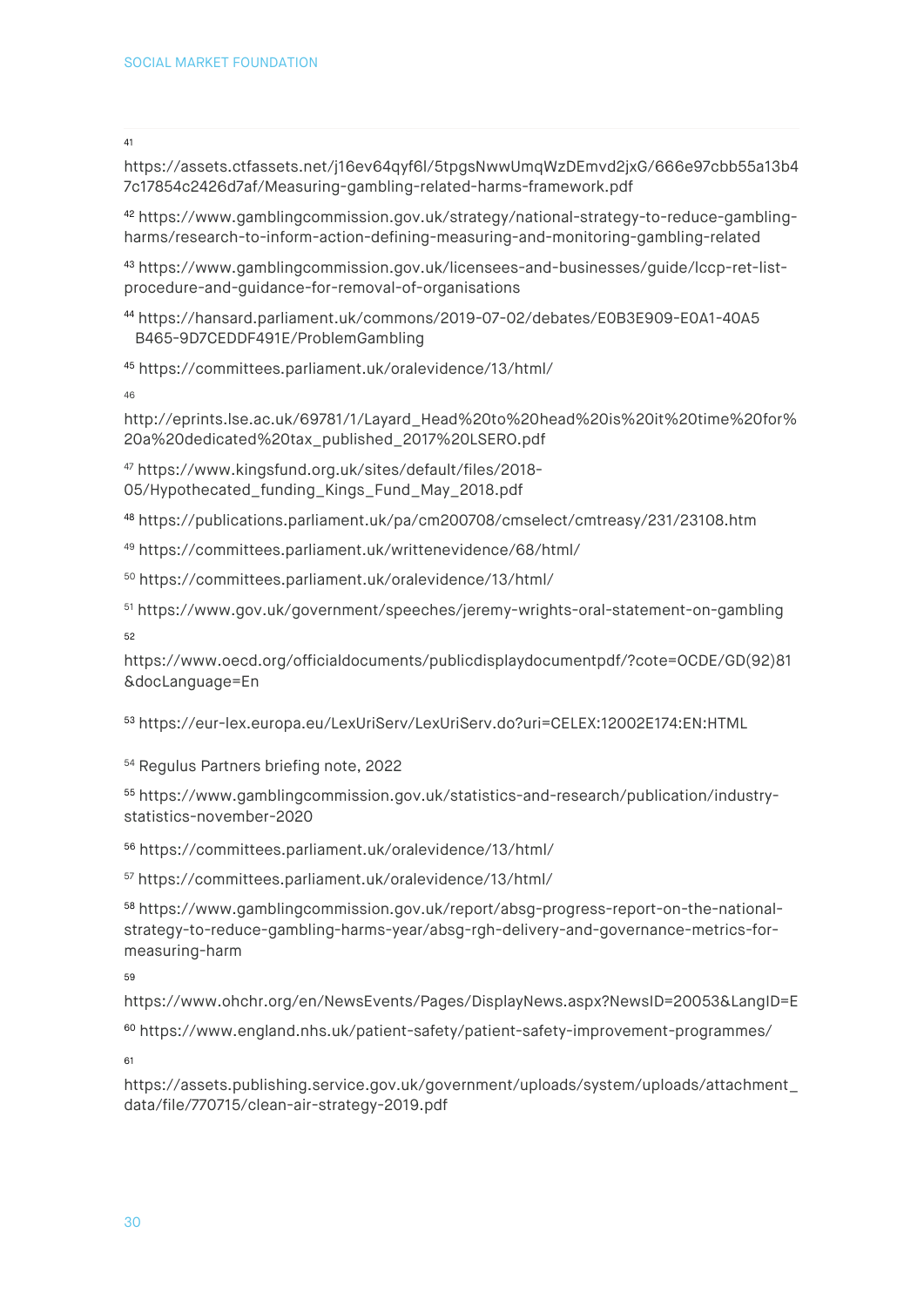[41] https://assets.ctfassets.net/j16ev64qyf6l/5tpgsNwwUmqWzDEmvd2jxG/666e97cbb55a13b47c17854c2426d7af/Measuring-gambling-related-harms-framework.pdf

[42] https://www.gamblingcommission.gov.uk/strategy/national-strategy-to-reduce-gambling-harms/research-to-inform-action-defining-measuring-and-monitoring-gambling-related

[43] https://www.gamblingcommission.gov.uk/licensees-and-businesses/guide/lccp-ret-list-procedure-and-guidance-for-removal-of-organisations

[44] https://hansard.parliament.uk/commons/2019-07-02/debates/E0B3E909-E0A1-40A5 B465-9D7CEDDF491E/ProblemGambling

[45] https://committees.parliament.uk/oralevidence/13/html/

[46] http://eprints.lse.ac.uk/69781/1/Layard_Head%20to%20head%20is%20it%20time%20for%20a%20dedicated%20tax_published_2017%20LSERO.pdf

[47] https://www.kingsfund.org.uk/sites/default/files/2018-05/Hypothecated_funding_Kings_Fund_May_2018.pdf

[48] https://publications.parliament.uk/pa/cm200708/cmselect/cmtreasy/231/23108.htm

[49] https://committees.parliament.uk/writtenevidence/68/html/

[50] https://committees.parliament.uk/oralevidence/13/html/

[51] https://www.gov.uk/government/speeches/jeremy-wrights-oral-statement-on-gambling

[52] https://www.oecd.org/officialdocuments/publicdisplaydocumentpdf/?cote=OCDE/GD(92)81&docLanguage=En

[53] https://eur-lex.europa.eu/LexUriServ/LexUriServ.do?uri=CELEX:12002E174:EN:HTML

[54] Regulus Partners briefing note, 2022

[55] https://www.gamblingcommission.gov.uk/statistics-and-research/publication/industry-statistics-november-2020

[56] https://committees.parliament.uk/oralevidence/13/html/

[57] https://committees.parliament.uk/oralevidence/13/html/

[58] https://www.gamblingcommission.gov.uk/report/absg-progress-report-on-the-national-strategy-to-reduce-gambling-harms-year/absg-rgh-delivery-and-governance-metrics-for-measuring-harm

[59] https://www.ohchr.org/en/NewsEvents/Pages/DisplayNews.aspx?NewsID=20053&LangID=E

[60] https://www.england.nhs.uk/patient-safety/patient-safety-improvement-programmes/

[61] https://assets.publishing.service.gov.uk/government/uploads/system/uploads/attachment_data/file/770715/clean-air-strategy-2019.pdf